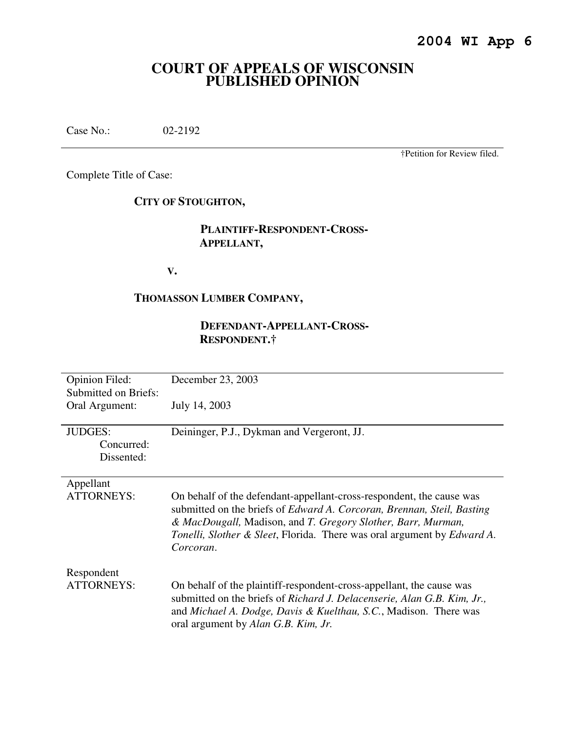**2004 WI App 6**

# COURT OF APPEALS OF WISCONSIN PUBLISHED OPINION

Case No.: 02-2192

†Petition for Review filed.

Complete Title of Case:

**CITY OF STOUGHTON,**

**PLAINTIFF-RESPONDENT-CROSS-APPELLANT,**

**V.**

**THOMASSON LUMBER COMPANY,**

**DEFENDANT-APPELLANT-CROSS-RESPONDENT.†**

| | |
|---|---|
| Opinion Filed: | December 23, 2003 |
| Submitted on Briefs: | |
| Oral Argument: | July 14, 2003 |

| | |
|---|---|
| JUDGES: | Deininger, P.J., Dykman and Vergeront, JJ. |
| Concurred: | |
| Dissented: | |

| | |
|---|---|
| Appellant ATTORNEYS: | On behalf of the defendant-appellant-cross-respondent, the cause was submitted on the briefs of *Edward A. Corcoran, Brennan, Steil, Basting & MacDougall,* Madison, and *T. Gregory Slother, Barr, Murman, Tonelli, Slother & Sleet*, Florida. There was oral argument by *Edward A. Corcoran*. |
| Respondent ATTORNEYS: | On behalf of the plaintiff-respondent-cross-appellant, the cause was submitted on the briefs of *Richard J. Delacenserie, Alan G.B. Kim, Jr.,* and *Michael A. Dodge, Davis & Kuelthau, S.C.*, Madison. There was oral argument by *Alan G.B. Kim, Jr.* |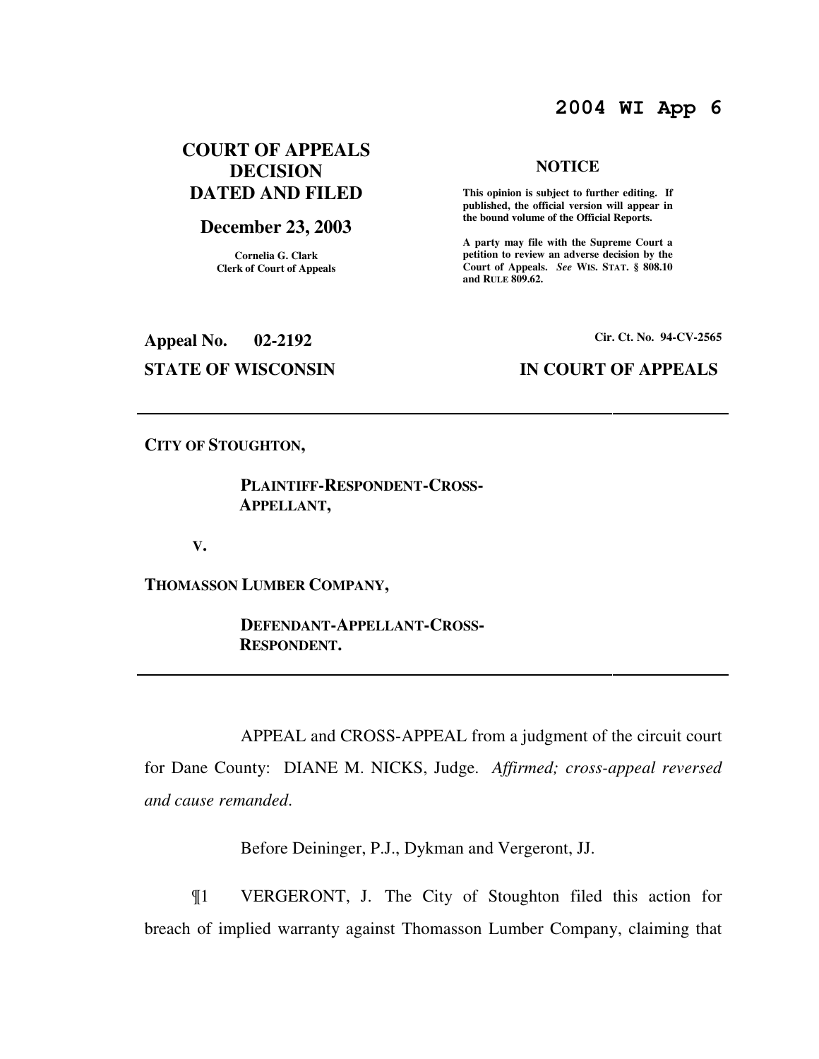**2004 WI App 6**

**COURT OF APPEALS DECISION DATED AND FILED**

**December 23, 2003**

**Cornelia G. Clark**
**Clerk of Court of Appeals**

**NOTICE**

**This opinion is subject to further editing. If published, the official version will appear in the bound volume of the Official Reports.**

**A party may file with the Supreme Court a petition to review an adverse decision by the Court of Appeals.** ***See*** **WIS. STAT. § 808.10 and RULE 809.62.**

**Appeal No. 02-2192** **Cir. Ct. No. 94-CV-2565**

**STATE OF WISCONSIN** **IN COURT OF APPEALS**

---

**CITY OF STOUGHTON,**

**PLAINTIFF-RESPONDENT-CROSS-APPELLANT,**

**V.**

**THOMASSON LUMBER COMPANY,**

**DEFENDANT-APPELLANT-CROSS-RESPONDENT.**

---

APPEAL and CROSS-APPEAL from a judgment of the circuit court for Dane County: DIANE M. NICKS, Judge. *Affirmed; cross-appeal reversed and cause remanded*.

Before Deininger, P.J., Dykman and Vergeront, JJ.

¶1 VERGERONT, J. The City of Stoughton filed this action for breach of implied warranty against Thomasson Lumber Company, claiming that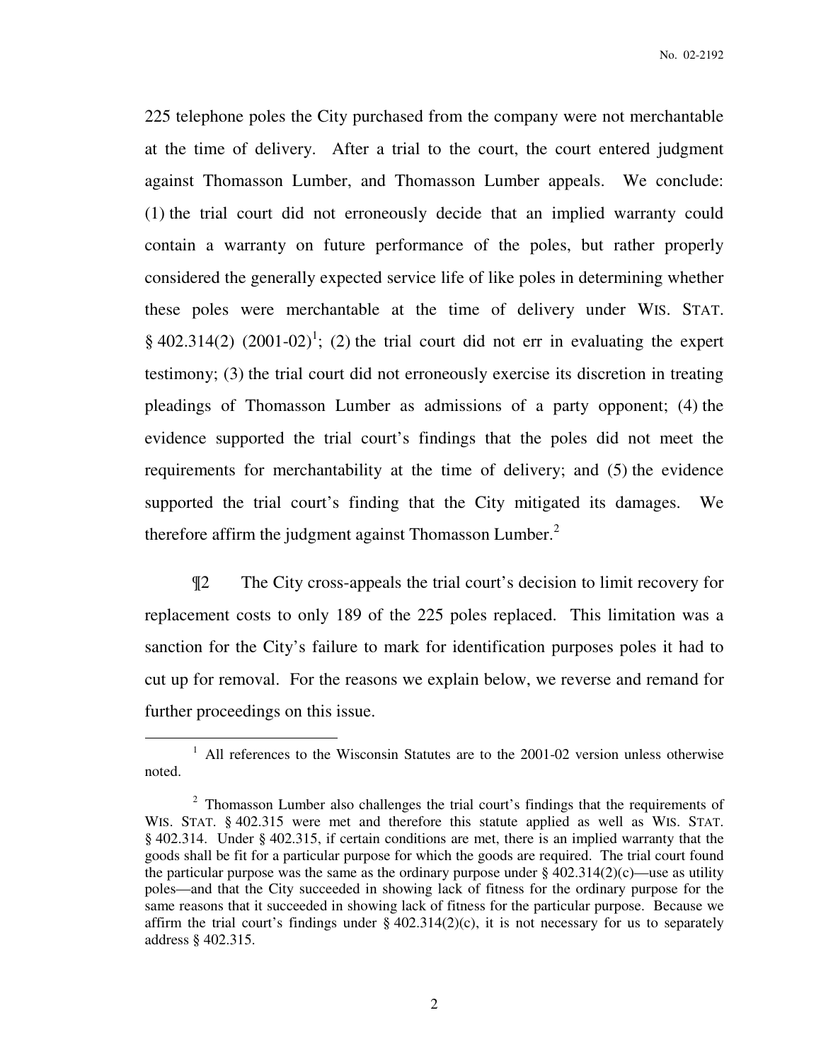225 telephone poles the City purchased from the company were not merchantable at the time of delivery. After a trial to the court, the court entered judgment against Thomasson Lumber, and Thomasson Lumber appeals. We conclude: (1) the trial court did not erroneously decide that an implied warranty could contain a warranty on future performance of the poles, but rather properly considered the generally expected service life of like poles in determining whether these poles were merchantable at the time of delivery under WIS. STAT. § 402.314(2) (2001-02)[1]; (2) the trial court did not err in evaluating the expert testimony; (3) the trial court did not erroneously exercise its discretion in treating pleadings of Thomasson Lumber as admissions of a party opponent; (4) the evidence supported the trial court's findings that the poles did not meet the requirements for merchantability at the time of delivery; and (5) the evidence supported the trial court's finding that the City mitigated its damages. We therefore affirm the judgment against Thomasson Lumber.[2]

¶2 The City cross-appeals the trial court's decision to limit recovery for replacement costs to only 189 of the 225 poles replaced. This limitation was a sanction for the City's failure to mark for identification purposes poles it had to cut up for removal. For the reasons we explain below, we reverse and remand for further proceedings on this issue.

---

[1] All references to the Wisconsin Statutes are to the 2001-02 version unless otherwise noted.

[2] Thomasson Lumber also challenges the trial court's findings that the requirements of WIS. STAT. § 402.315 were met and therefore this statute applied as well as WIS. STAT. § 402.314. Under § 402.315, if certain conditions are met, there is an implied warranty that the goods shall be fit for a particular purpose for which the goods are required. The trial court found the particular purpose was the same as the ordinary purpose under § 402.314(2)(c)—use as utility poles—and that the City succeeded in showing lack of fitness for the ordinary purpose for the same reasons that it succeeded in showing lack of fitness for the particular purpose. Because we affirm the trial court's findings under § 402.314(2)(c), it is not necessary for us to separately address § 402.315.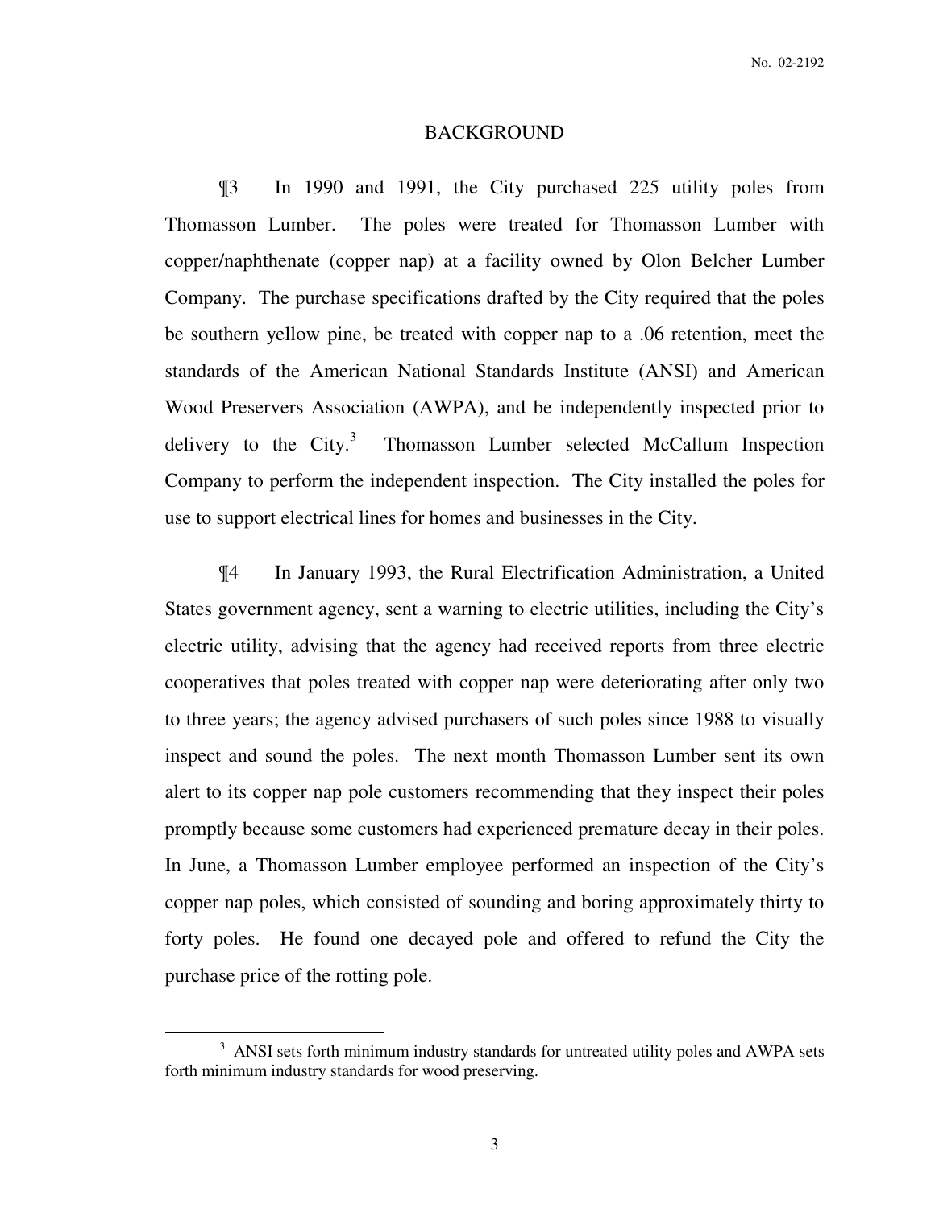## BACKGROUND

¶3 In 1990 and 1991, the City purchased 225 utility poles from Thomasson Lumber. The poles were treated for Thomasson Lumber with copper/naphthenate (copper nap) at a facility owned by Olon Belcher Lumber Company. The purchase specifications drafted by the City required that the poles be southern yellow pine, be treated with copper nap to a .06 retention, meet the standards of the American National Standards Institute (ANSI) and American Wood Preservers Association (AWPA), and be independently inspected prior to delivery to the City.[3] Thomasson Lumber selected McCallum Inspection Company to perform the independent inspection. The City installed the poles for use to support electrical lines for homes and businesses in the City.

¶4 In January 1993, the Rural Electrification Administration, a United States government agency, sent a warning to electric utilities, including the City's electric utility, advising that the agency had received reports from three electric cooperatives that poles treated with copper nap were deteriorating after only two to three years; the agency advised purchasers of such poles since 1988 to visually inspect and sound the poles. The next month Thomasson Lumber sent its own alert to its copper nap pole customers recommending that they inspect their poles promptly because some customers had experienced premature decay in their poles. In June, a Thomasson Lumber employee performed an inspection of the City's copper nap poles, which consisted of sounding and boring approximately thirty to forty poles. He found one decayed pole and offered to refund the City the purchase price of the rotting pole.

---

[3] ANSI sets forth minimum industry standards for untreated utility poles and AWPA sets forth minimum industry standards for wood preserving.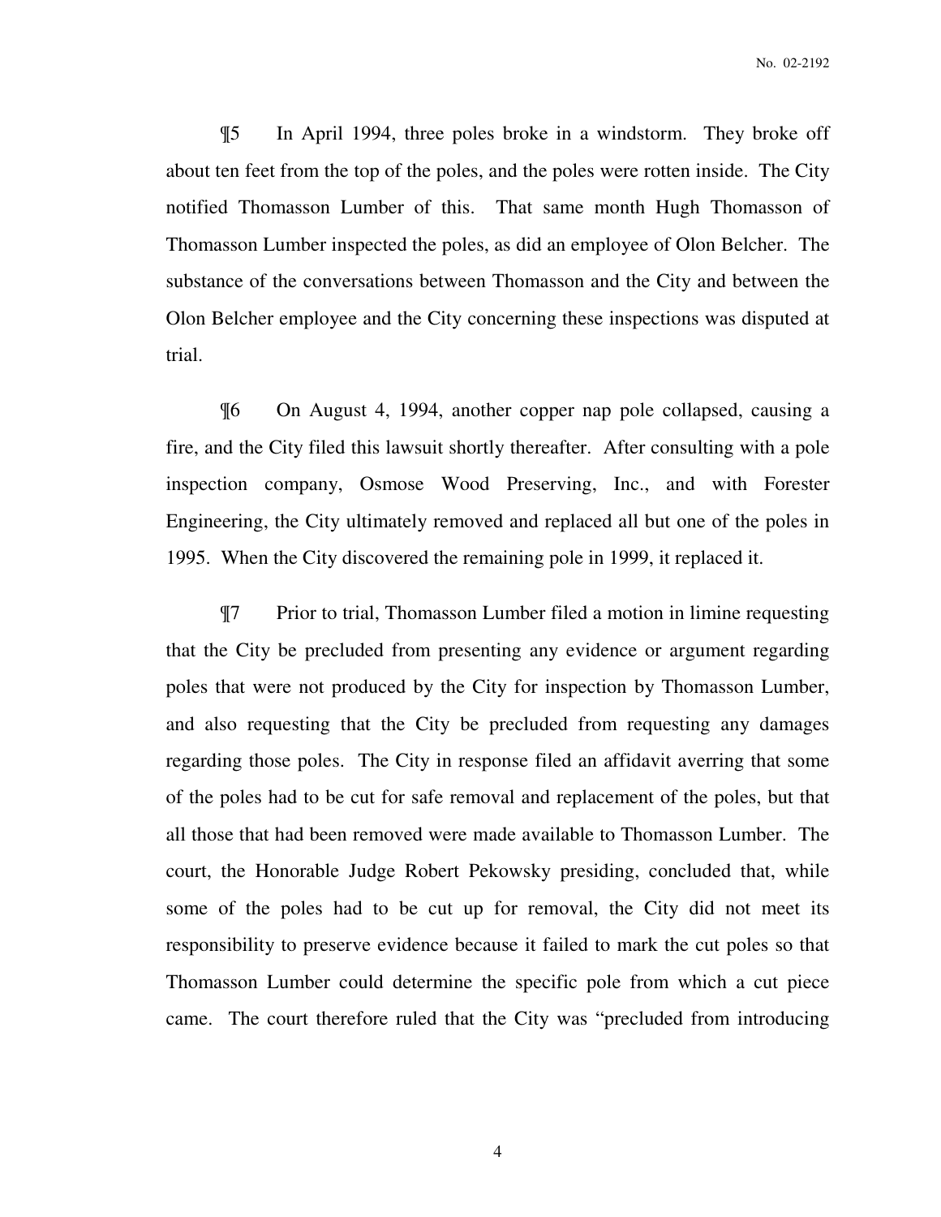¶5 In April 1994, three poles broke in a windstorm. They broke off about ten feet from the top of the poles, and the poles were rotten inside. The City notified Thomasson Lumber of this. That same month Hugh Thomasson of Thomasson Lumber inspected the poles, as did an employee of Olon Belcher. The substance of the conversations between Thomasson and the City and between the Olon Belcher employee and the City concerning these inspections was disputed at trial.

¶6 On August 4, 1994, another copper nap pole collapsed, causing a fire, and the City filed this lawsuit shortly thereafter. After consulting with a pole inspection company, Osmose Wood Preserving, Inc., and with Forester Engineering, the City ultimately removed and replaced all but one of the poles in 1995. When the City discovered the remaining pole in 1999, it replaced it.

¶7 Prior to trial, Thomasson Lumber filed a motion in limine requesting that the City be precluded from presenting any evidence or argument regarding poles that were not produced by the City for inspection by Thomasson Lumber, and also requesting that the City be precluded from requesting any damages regarding those poles. The City in response filed an affidavit averring that some of the poles had to be cut for safe removal and replacement of the poles, but that all those that had been removed were made available to Thomasson Lumber. The court, the Honorable Judge Robert Pekowsky presiding, concluded that, while some of the poles had to be cut up for removal, the City did not meet its responsibility to preserve evidence because it failed to mark the cut poles so that Thomasson Lumber could determine the specific pole from which a cut piece came. The court therefore ruled that the City was "precluded from introducing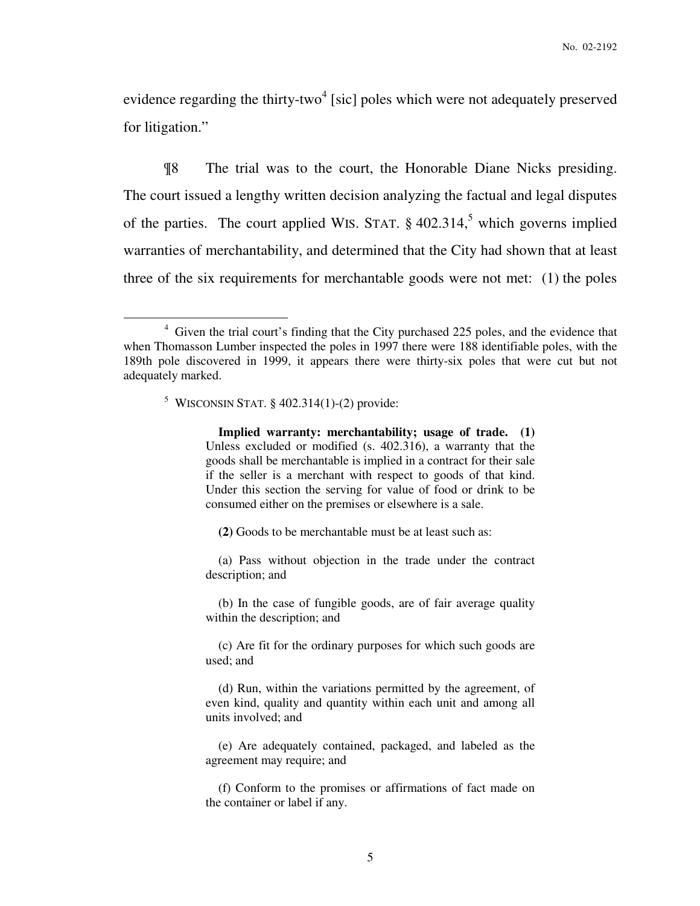evidence regarding the thirty-two[4] [sic] poles which were not adequately preserved for litigation."

¶8 The trial was to the court, the Honorable Diane Nicks presiding. The court issued a lengthy written decision analyzing the factual and legal disputes of the parties. The court applied WIS. STAT. § 402.314,[5] which governs implied warranties of merchantability, and determined that the City had shown that at least three of the six requirements for merchantable goods were not met: (1) the poles

---

[4] Given the trial court's finding that the City purchased 225 poles, and the evidence that when Thomasson Lumber inspected the poles in 1997 there were 188 identifiable poles, with the 189th pole discovered in 1999, it appears there were thirty-six poles that were cut but not adequately marked.

[5] WISCONSIN STAT. § 402.314(1)-(2) provide:

> **Implied warranty: merchantability; usage of trade. (1)** Unless excluded or modified (s. 402.316), a warranty that the goods shall be merchantable is implied in a contract for their sale if the seller is a merchant with respect to goods of that kind. Under this section the serving for value of food or drink to be consumed either on the premises or elsewhere is a sale.
>
> **(2)** Goods to be merchantable must be at least such as:
>
> (a) Pass without objection in the trade under the contract description; and
>
> (b) In the case of fungible goods, are of fair average quality within the description; and
>
> (c) Are fit for the ordinary purposes for which such goods are used; and
>
> (d) Run, within the variations permitted by the agreement, of even kind, quality and quantity within each unit and among all units involved; and
>
> (e) Are adequately contained, packaged, and labeled as the agreement may require; and
>
> (f) Conform to the promises or affirmations of fact made on the container or label if any.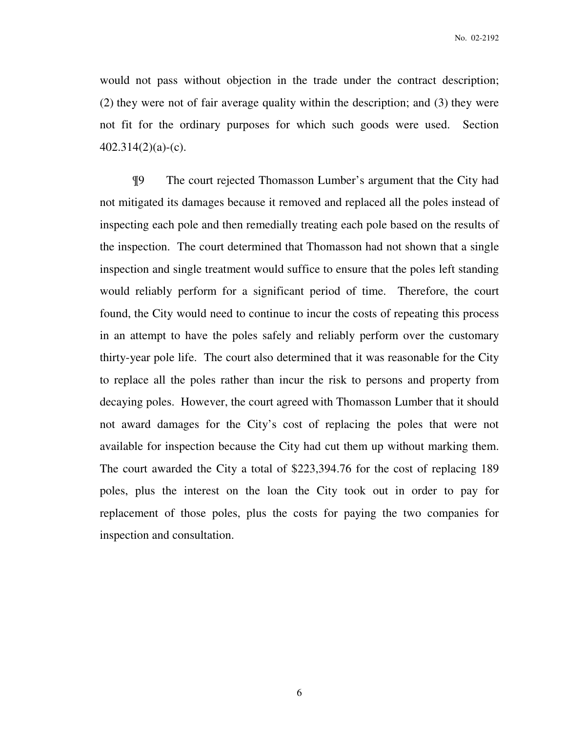would not pass without objection in the trade under the contract description; (2) they were not of fair average quality within the description; and (3) they were not fit for the ordinary purposes for which such goods were used. Section 402.314(2)(a)-(c).

¶9 The court rejected Thomasson Lumber's argument that the City had not mitigated its damages because it removed and replaced all the poles instead of inspecting each pole and then remedially treating each pole based on the results of the inspection. The court determined that Thomasson had not shown that a single inspection and single treatment would suffice to ensure that the poles left standing would reliably perform for a significant period of time. Therefore, the court found, the City would need to continue to incur the costs of repeating this process in an attempt to have the poles safely and reliably perform over the customary thirty-year pole life. The court also determined that it was reasonable for the City to replace all the poles rather than incur the risk to persons and property from decaying poles. However, the court agreed with Thomasson Lumber that it should not award damages for the City's cost of replacing the poles that were not available for inspection because the City had cut them up without marking them. The court awarded the City a total of $223,394.76 for the cost of replacing 189 poles, plus the interest on the loan the City took out in order to pay for replacement of those poles, plus the costs for paying the two companies for inspection and consultation.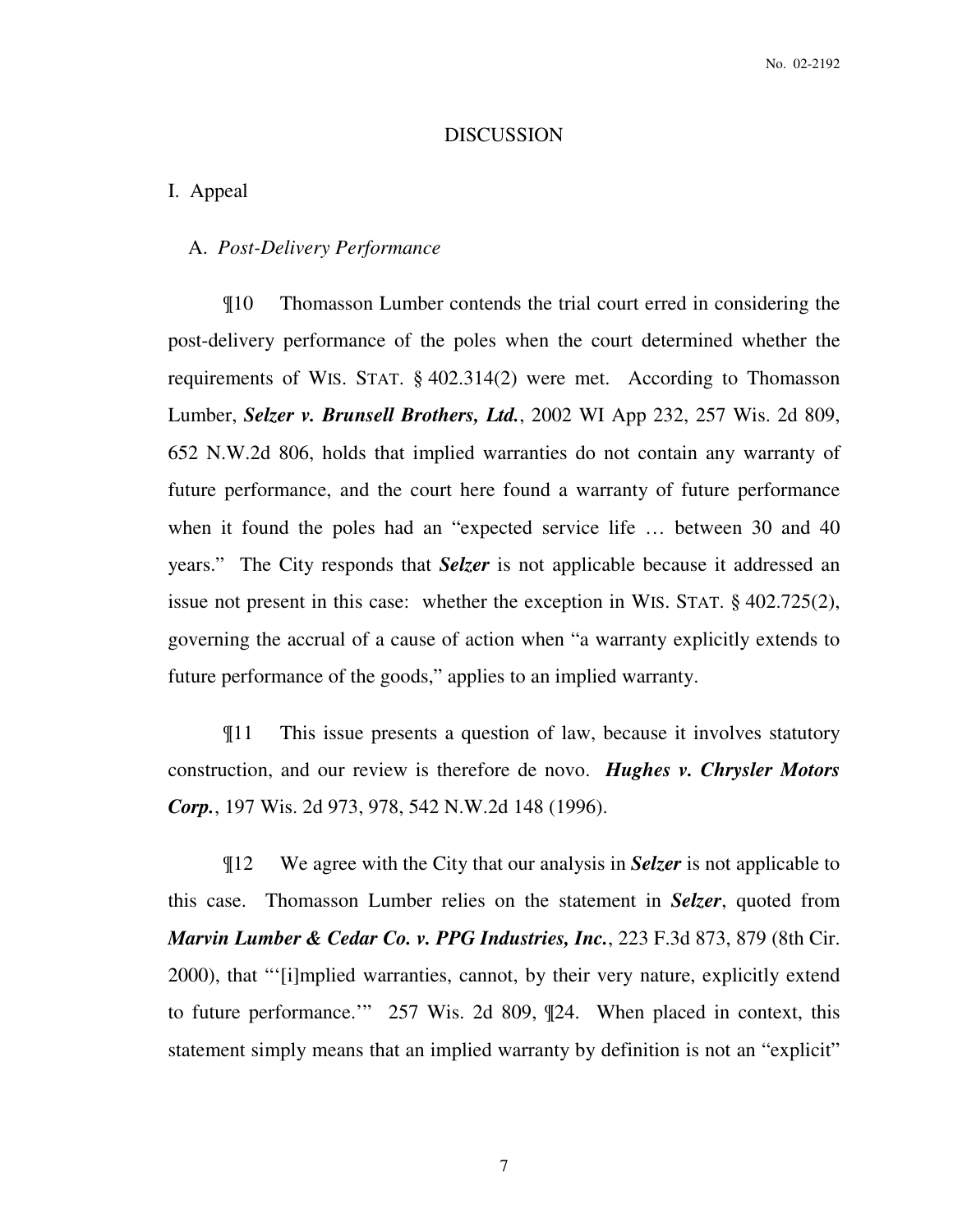## DISCUSSION

### I. Appeal

#### A. *Post-Delivery Performance*

¶10 Thomasson Lumber contends the trial court erred in considering the post-delivery performance of the poles when the court determined whether the requirements of WIS. STAT. § 402.314(2) were met. According to Thomasson Lumber, ***Selzer v. Brunsell Brothers, Ltd.***, 2002 WI App 232, 257 Wis. 2d 809, 652 N.W.2d 806, holds that implied warranties do not contain any warranty of future performance, and the court here found a warranty of future performance when it found the poles had an "expected service life … between 30 and 40 years." The City responds that ***Selzer*** is not applicable because it addressed an issue not present in this case: whether the exception in WIS. STAT. § 402.725(2), governing the accrual of a cause of action when "a warranty explicitly extends to future performance of the goods," applies to an implied warranty.

¶11 This issue presents a question of law, because it involves statutory construction, and our review is therefore de novo. ***Hughes v. Chrysler Motors Corp.***, 197 Wis. 2d 973, 978, 542 N.W.2d 148 (1996).

¶12 We agree with the City that our analysis in ***Selzer*** is not applicable to this case. Thomasson Lumber relies on the statement in ***Selzer***, quoted from ***Marvin Lumber & Cedar Co. v. PPG Industries, Inc.***, 223 F.3d 873, 879 (8th Cir. 2000), that "'[i]mplied warranties, cannot, by their very nature, explicitly extend to future performance.'" 257 Wis. 2d 809, ¶24. When placed in context, this statement simply means that an implied warranty by definition is not an "explicit"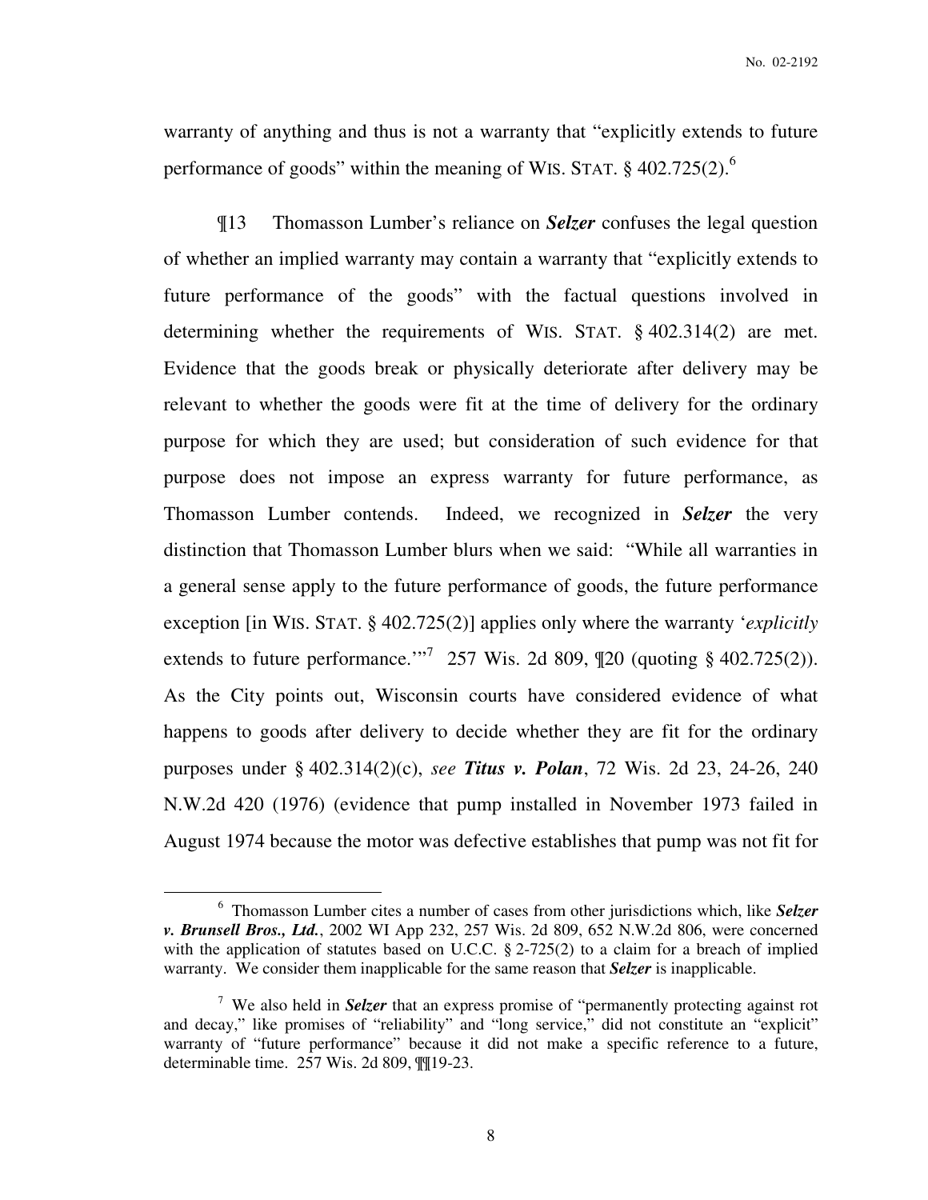warranty of anything and thus is not a warranty that "explicitly extends to future performance of goods" within the meaning of WIS. STAT. § 402.725(2).[6]

¶13 Thomasson Lumber's reliance on ***Selzer*** confuses the legal question of whether an implied warranty may contain a warranty that "explicitly extends to future performance of the goods" with the factual questions involved in determining whether the requirements of WIS. STAT. § 402.314(2) are met. Evidence that the goods break or physically deteriorate after delivery may be relevant to whether the goods were fit at the time of delivery for the ordinary purpose for which they are used; but consideration of such evidence for that purpose does not impose an express warranty for future performance, as Thomasson Lumber contends. Indeed, we recognized in ***Selzer*** the very distinction that Thomasson Lumber blurs when we said: "While all warranties in a general sense apply to the future performance of goods, the future performance exception [in WIS. STAT. § 402.725(2)] applies only where the warranty '*explicitly* extends to future performance.'"[7] 257 Wis. 2d 809, ¶20 (quoting § 402.725(2)). As the City points out, Wisconsin courts have considered evidence of what happens to goods after delivery to decide whether they are fit for the ordinary purposes under § 402.314(2)(c), *see* ***Titus v. Polan***, 72 Wis. 2d 23, 24-26, 240 N.W.2d 420 (1976) (evidence that pump installed in November 1973 failed in August 1974 because the motor was defective establishes that pump was not fit for

---

[6] Thomasson Lumber cites a number of cases from other jurisdictions which, like ***Selzer v. Brunsell Bros., Ltd.***, 2002 WI App 232, 257 Wis. 2d 809, 652 N.W.2d 806, were concerned with the application of statutes based on U.C.C. § 2-725(2) to a claim for a breach of implied warranty. We consider them inapplicable for the same reason that ***Selzer*** is inapplicable.

[7] We also held in ***Selzer*** that an express promise of "permanently protecting against rot and decay," like promises of "reliability" and "long service," did not constitute an "explicit" warranty of "future performance" because it did not make a specific reference to a future, determinable time. 257 Wis. 2d 809, ¶¶19-23.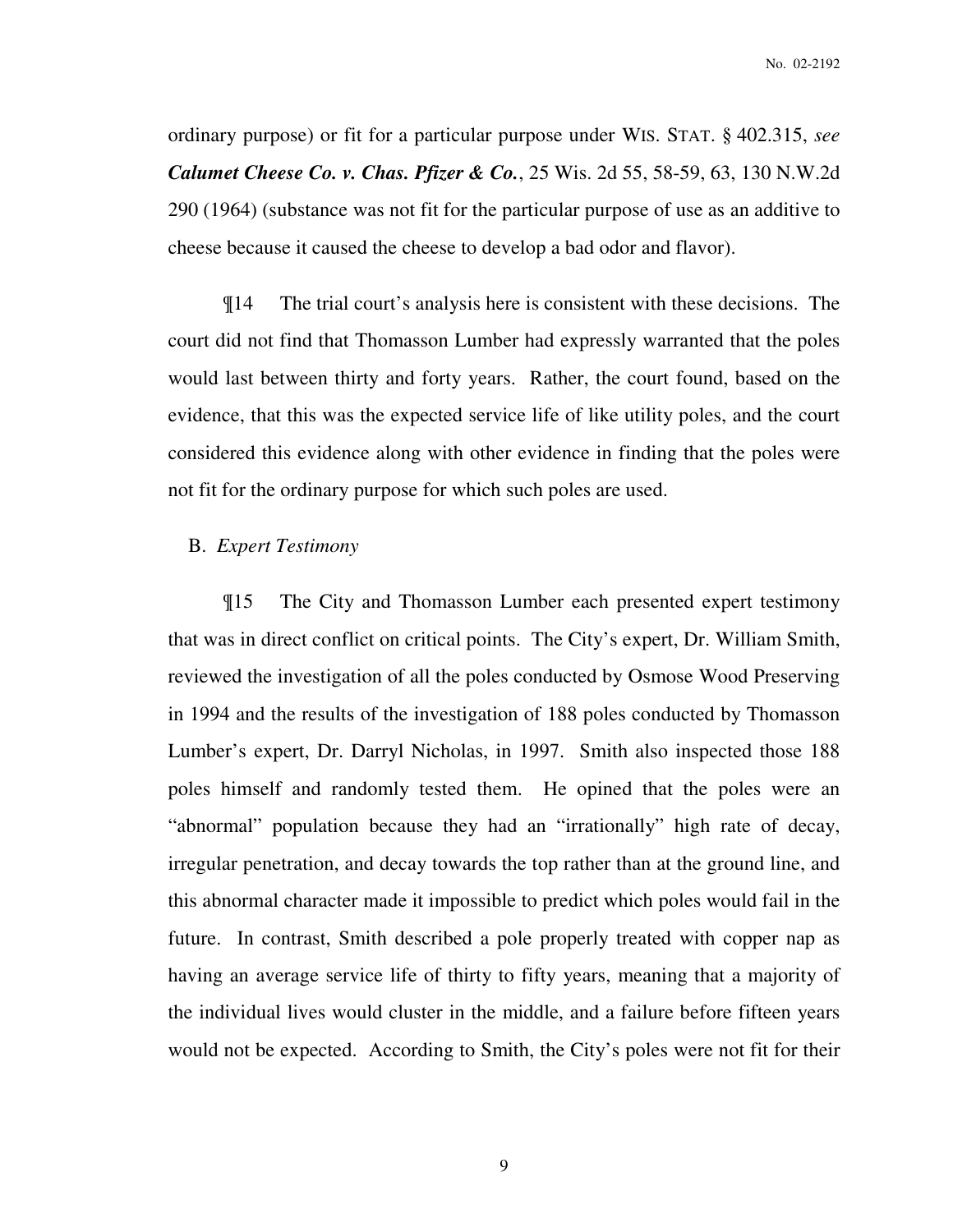ordinary purpose) or fit for a particular purpose under WIS. STAT. § 402.315, *see* ***Calumet Cheese Co. v. Chas. Pfizer & Co.***, 25 Wis. 2d 55, 58-59, 63, 130 N.W.2d 290 (1964) (substance was not fit for the particular purpose of use as an additive to cheese because it caused the cheese to develop a bad odor and flavor).

¶14 The trial court's analysis here is consistent with these decisions. The court did not find that Thomasson Lumber had expressly warranted that the poles would last between thirty and forty years. Rather, the court found, based on the evidence, that this was the expected service life of like utility poles, and the court considered this evidence along with other evidence in finding that the poles were not fit for the ordinary purpose for which such poles are used.

B. *Expert Testimony*

¶15 The City and Thomasson Lumber each presented expert testimony that was in direct conflict on critical points. The City's expert, Dr. William Smith, reviewed the investigation of all the poles conducted by Osmose Wood Preserving in 1994 and the results of the investigation of 188 poles conducted by Thomasson Lumber's expert, Dr. Darryl Nicholas, in 1997. Smith also inspected those 188 poles himself and randomly tested them. He opined that the poles were an "abnormal" population because they had an "irrationally" high rate of decay, irregular penetration, and decay towards the top rather than at the ground line, and this abnormal character made it impossible to predict which poles would fail in the future. In contrast, Smith described a pole properly treated with copper nap as having an average service life of thirty to fifty years, meaning that a majority of the individual lives would cluster in the middle, and a failure before fifteen years would not be expected. According to Smith, the City's poles were not fit for their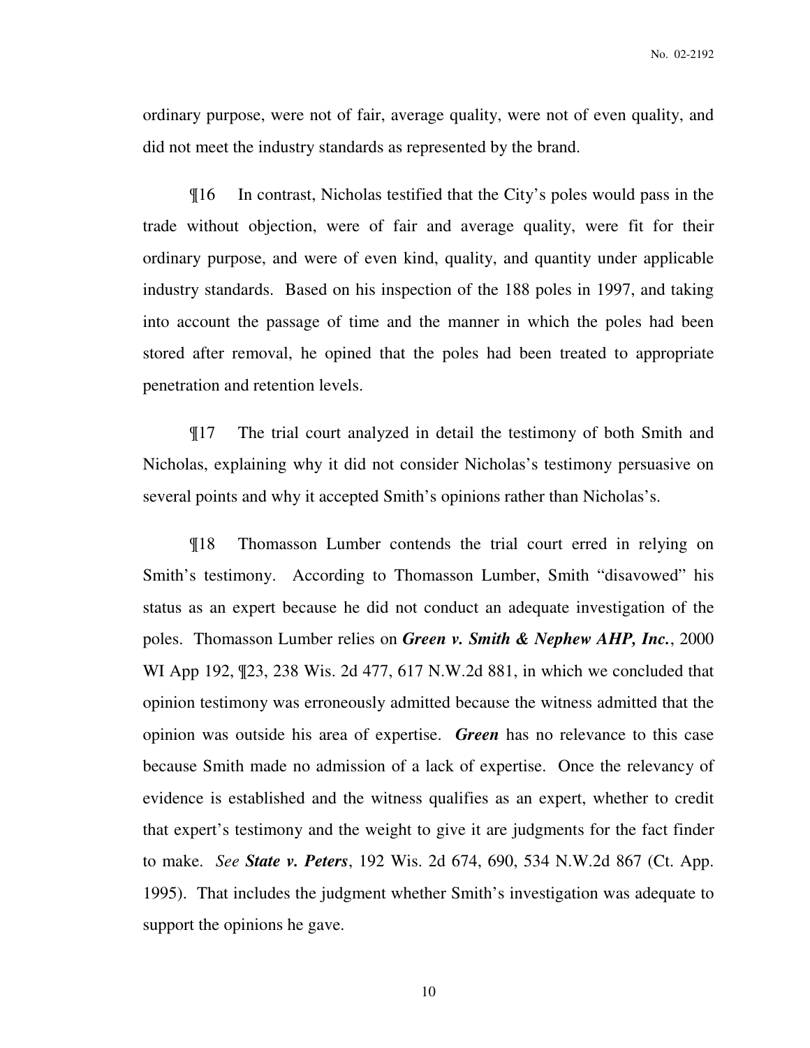ordinary purpose, were not of fair, average quality, were not of even quality, and did not meet the industry standards as represented by the brand.

¶16 In contrast, Nicholas testified that the City's poles would pass in the trade without objection, were of fair and average quality, were fit for their ordinary purpose, and were of even kind, quality, and quantity under applicable industry standards. Based on his inspection of the 188 poles in 1997, and taking into account the passage of time and the manner in which the poles had been stored after removal, he opined that the poles had been treated to appropriate penetration and retention levels.

¶17 The trial court analyzed in detail the testimony of both Smith and Nicholas, explaining why it did not consider Nicholas's testimony persuasive on several points and why it accepted Smith's opinions rather than Nicholas's.

¶18 Thomasson Lumber contends the trial court erred in relying on Smith's testimony. According to Thomasson Lumber, Smith "disavowed" his status as an expert because he did not conduct an adequate investigation of the poles. Thomasson Lumber relies on ***Green v. Smith & Nephew AHP, Inc.***, 2000 WI App 192, ¶23, 238 Wis. 2d 477, 617 N.W.2d 881, in which we concluded that opinion testimony was erroneously admitted because the witness admitted that the opinion was outside his area of expertise. ***Green*** has no relevance to this case because Smith made no admission of a lack of expertise. Once the relevancy of evidence is established and the witness qualifies as an expert, whether to credit that expert's testimony and the weight to give it are judgments for the fact finder to make. *See* ***State v. Peters***, 192 Wis. 2d 674, 690, 534 N.W.2d 867 (Ct. App. 1995). That includes the judgment whether Smith's investigation was adequate to support the opinions he gave.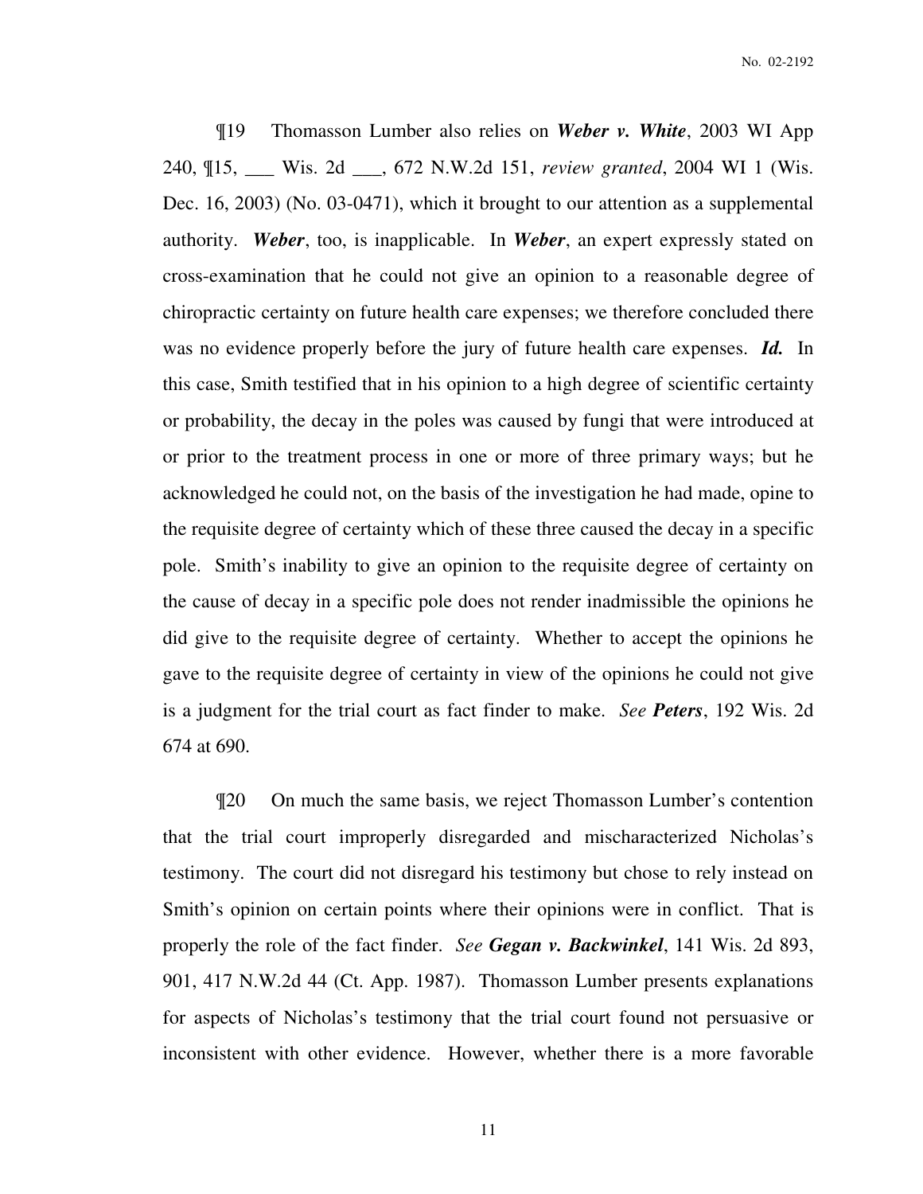¶19 Thomasson Lumber also relies on ***Weber v. White***, 2003 WI App 240, ¶15, ___ Wis. 2d ___, 672 N.W.2d 151, *review granted*, 2004 WI 1 (Wis. Dec. 16, 2003) (No. 03-0471), which it brought to our attention as a supplemental authority. ***Weber***, too, is inapplicable. In ***Weber***, an expert expressly stated on cross-examination that he could not give an opinion to a reasonable degree of chiropractic certainty on future health care expenses; we therefore concluded there was no evidence properly before the jury of future health care expenses. ***Id.*** In this case, Smith testified that in his opinion to a high degree of scientific certainty or probability, the decay in the poles was caused by fungi that were introduced at or prior to the treatment process in one or more of three primary ways; but he acknowledged he could not, on the basis of the investigation he had made, opine to the requisite degree of certainty which of these three caused the decay in a specific pole. Smith's inability to give an opinion to the requisite degree of certainty on the cause of decay in a specific pole does not render inadmissible the opinions he did give to the requisite degree of certainty. Whether to accept the opinions he gave to the requisite degree of certainty in view of the opinions he could not give is a judgment for the trial court as fact finder to make. *See* ***Peters***, 192 Wis. 2d 674 at 690.

¶20 On much the same basis, we reject Thomasson Lumber's contention that the trial court improperly disregarded and mischaracterized Nicholas's testimony. The court did not disregard his testimony but chose to rely instead on Smith's opinion on certain points where their opinions were in conflict. That is properly the role of the fact finder. *See* ***Gegan v. Backwinkel***, 141 Wis. 2d 893, 901, 417 N.W.2d 44 (Ct. App. 1987). Thomasson Lumber presents explanations for aspects of Nicholas's testimony that the trial court found not persuasive or inconsistent with other evidence. However, whether there is a more favorable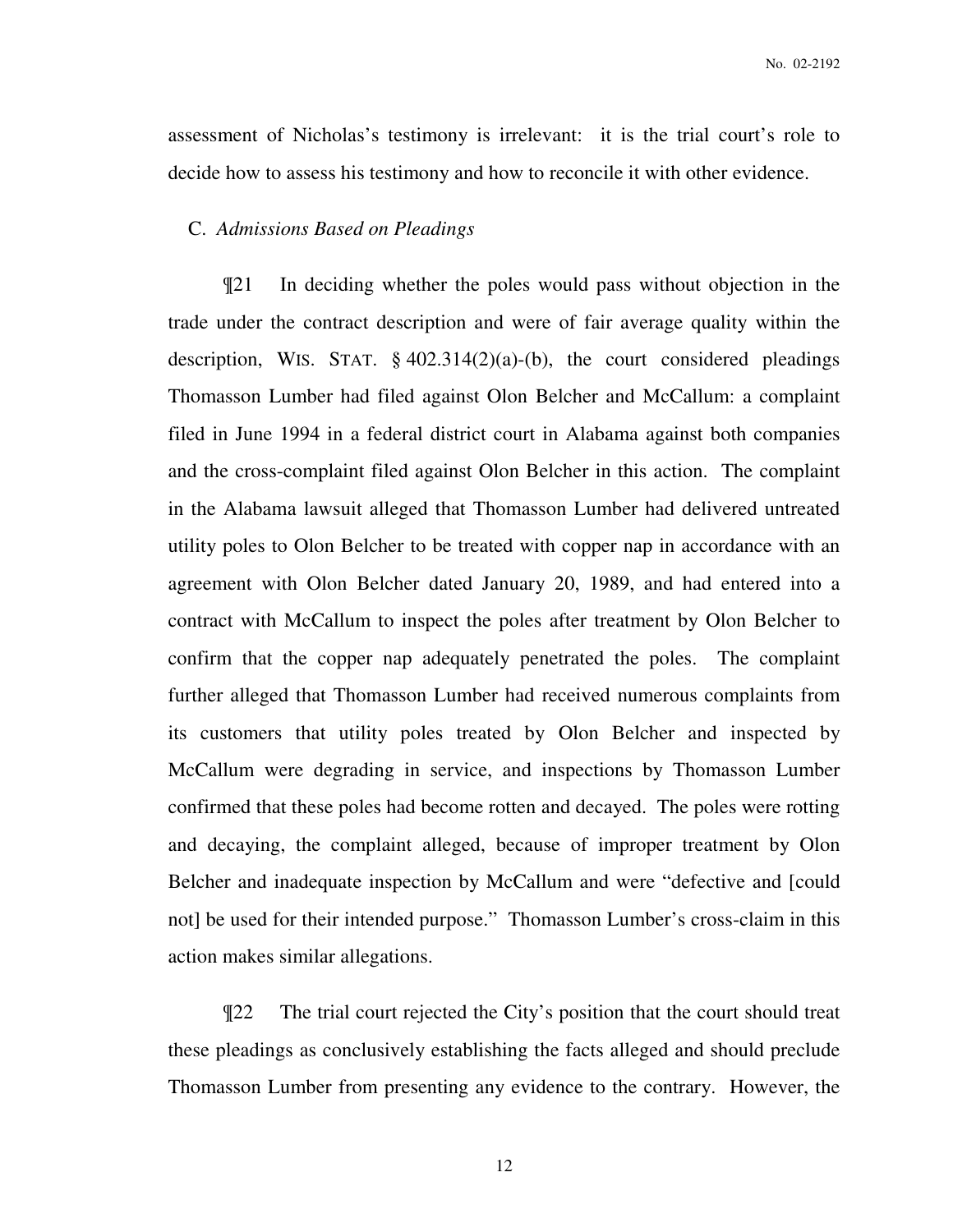assessment of Nicholas's testimony is irrelevant: it is the trial court's role to decide how to assess his testimony and how to reconcile it with other evidence.

C. *Admissions Based on Pleadings*

¶21 In deciding whether the poles would pass without objection in the trade under the contract description and were of fair average quality within the description, WIS. STAT. § 402.314(2)(a)-(b), the court considered pleadings Thomasson Lumber had filed against Olon Belcher and McCallum: a complaint filed in June 1994 in a federal district court in Alabama against both companies and the cross-complaint filed against Olon Belcher in this action. The complaint in the Alabama lawsuit alleged that Thomasson Lumber had delivered untreated utility poles to Olon Belcher to be treated with copper nap in accordance with an agreement with Olon Belcher dated January 20, 1989, and had entered into a contract with McCallum to inspect the poles after treatment by Olon Belcher to confirm that the copper nap adequately penetrated the poles. The complaint further alleged that Thomasson Lumber had received numerous complaints from its customers that utility poles treated by Olon Belcher and inspected by McCallum were degrading in service, and inspections by Thomasson Lumber confirmed that these poles had become rotten and decayed. The poles were rotting and decaying, the complaint alleged, because of improper treatment by Olon Belcher and inadequate inspection by McCallum and were "defective and [could not] be used for their intended purpose." Thomasson Lumber's cross-claim in this action makes similar allegations.

¶22 The trial court rejected the City's position that the court should treat these pleadings as conclusively establishing the facts alleged and should preclude Thomasson Lumber from presenting any evidence to the contrary. However, the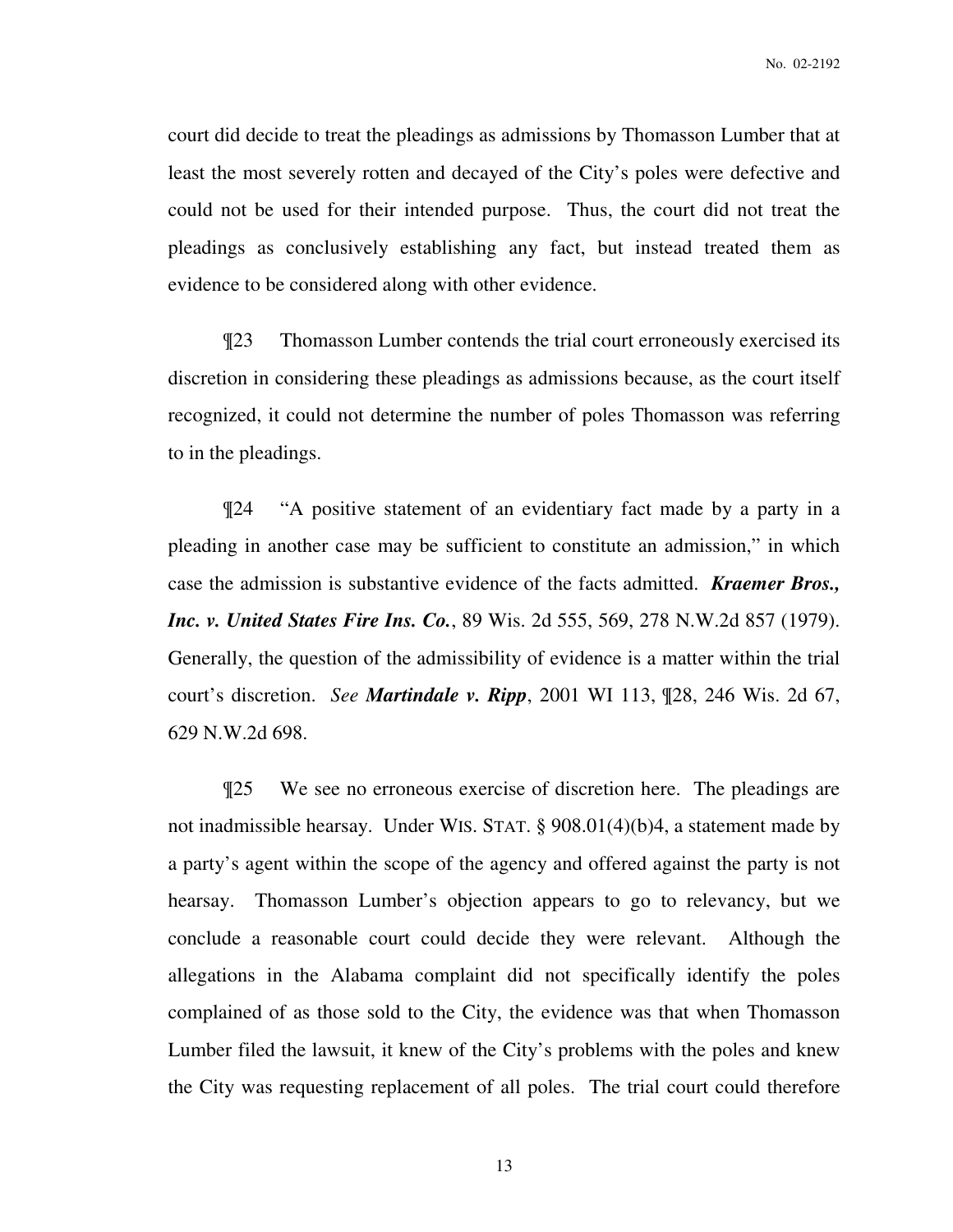court did decide to treat the pleadings as admissions by Thomasson Lumber that at least the most severely rotten and decayed of the City's poles were defective and could not be used for their intended purpose. Thus, the court did not treat the pleadings as conclusively establishing any fact, but instead treated them as evidence to be considered along with other evidence.

¶23 Thomasson Lumber contends the trial court erroneously exercised its discretion in considering these pleadings as admissions because, as the court itself recognized, it could not determine the number of poles Thomasson was referring to in the pleadings.

¶24 "A positive statement of an evidentiary fact made by a party in a pleading in another case may be sufficient to constitute an admission," in which case the admission is substantive evidence of the facts admitted. ***Kraemer Bros., Inc. v. United States Fire Ins. Co.***, 89 Wis. 2d 555, 569, 278 N.W.2d 857 (1979). Generally, the question of the admissibility of evidence is a matter within the trial court's discretion. *See* ***Martindale v. Ripp***, 2001 WI 113, ¶28, 246 Wis. 2d 67, 629 N.W.2d 698.

¶25 We see no erroneous exercise of discretion here. The pleadings are not inadmissible hearsay. Under WIS. STAT. § 908.01(4)(b)4, a statement made by a party's agent within the scope of the agency and offered against the party is not hearsay. Thomasson Lumber's objection appears to go to relevancy, but we conclude a reasonable court could decide they were relevant. Although the allegations in the Alabama complaint did not specifically identify the poles complained of as those sold to the City, the evidence was that when Thomasson Lumber filed the lawsuit, it knew of the City's problems with the poles and knew the City was requesting replacement of all poles. The trial court could therefore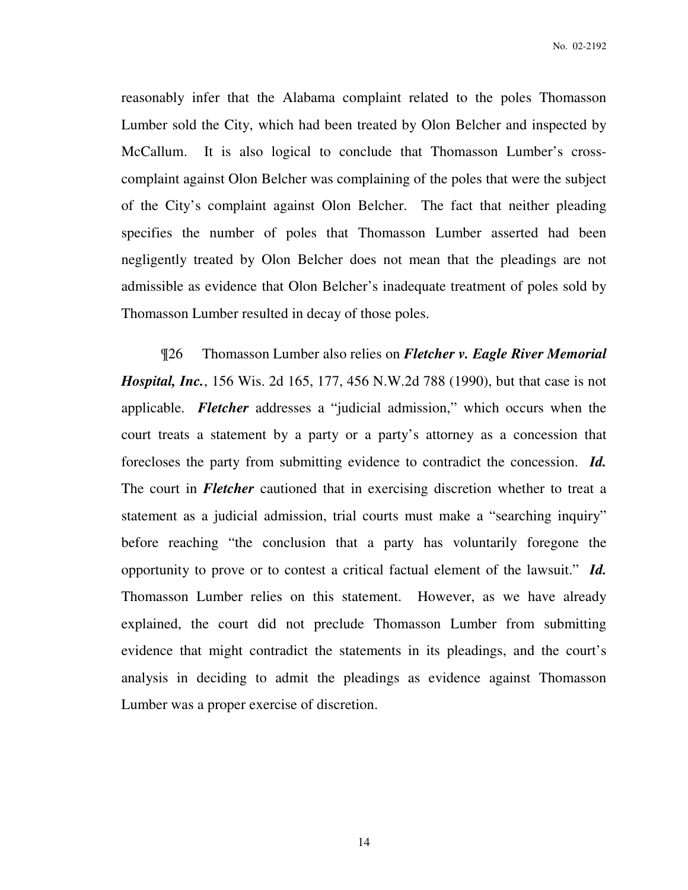reasonably infer that the Alabama complaint related to the poles Thomasson Lumber sold the City, which had been treated by Olon Belcher and inspected by McCallum. It is also logical to conclude that Thomasson Lumber's cross-complaint against Olon Belcher was complaining of the poles that were the subject of the City's complaint against Olon Belcher. The fact that neither pleading specifies the number of poles that Thomasson Lumber asserted had been negligently treated by Olon Belcher does not mean that the pleadings are not admissible as evidence that Olon Belcher's inadequate treatment of poles sold by Thomasson Lumber resulted in decay of those poles.

¶26 Thomasson Lumber also relies on ***Fletcher v. Eagle River Memorial Hospital, Inc.***, 156 Wis. 2d 165, 177, 456 N.W.2d 788 (1990), but that case is not applicable. ***Fletcher*** addresses a "judicial admission," which occurs when the court treats a statement by a party or a party's attorney as a concession that forecloses the party from submitting evidence to contradict the concession. ***Id.*** The court in ***Fletcher*** cautioned that in exercising discretion whether to treat a statement as a judicial admission, trial courts must make a "searching inquiry" before reaching "the conclusion that a party has voluntarily foregone the opportunity to prove or to contest a critical factual element of the lawsuit." ***Id.*** Thomasson Lumber relies on this statement. However, as we have already explained, the court did not preclude Thomasson Lumber from submitting evidence that might contradict the statements in its pleadings, and the court's analysis in deciding to admit the pleadings as evidence against Thomasson Lumber was a proper exercise of discretion.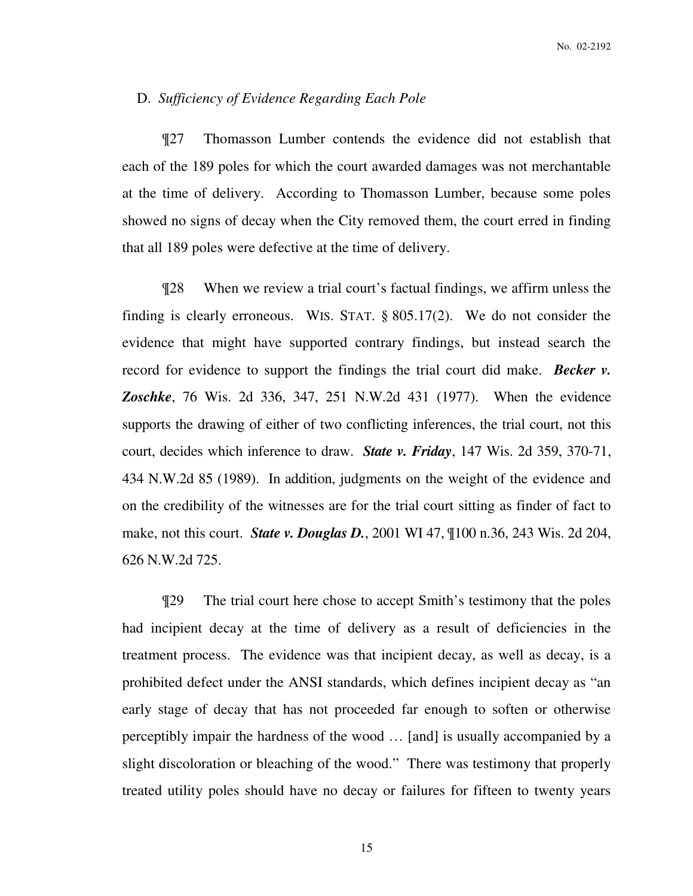D. *Sufficiency of Evidence Regarding Each Pole*

¶27 Thomasson Lumber contends the evidence did not establish that each of the 189 poles for which the court awarded damages was not merchantable at the time of delivery. According to Thomasson Lumber, because some poles showed no signs of decay when the City removed them, the court erred in finding that all 189 poles were defective at the time of delivery.

¶28 When we review a trial court's factual findings, we affirm unless the finding is clearly erroneous. WIS. STAT. § 805.17(2). We do not consider the evidence that might have supported contrary findings, but instead search the record for evidence to support the findings the trial court did make. ***Becker v. Zoschke***, 76 Wis. 2d 336, 347, 251 N.W.2d 431 (1977). When the evidence supports the drawing of either of two conflicting inferences, the trial court, not this court, decides which inference to draw. ***State v. Friday***, 147 Wis. 2d 359, 370-71, 434 N.W.2d 85 (1989). In addition, judgments on the weight of the evidence and on the credibility of the witnesses are for the trial court sitting as finder of fact to make, not this court. ***State v. Douglas D.***, 2001 WI 47, ¶100 n.36, 243 Wis. 2d 204, 626 N.W.2d 725.

¶29 The trial court here chose to accept Smith's testimony that the poles had incipient decay at the time of delivery as a result of deficiencies in the treatment process. The evidence was that incipient decay, as well as decay, is a prohibited defect under the ANSI standards, which defines incipient decay as "an early stage of decay that has not proceeded far enough to soften or otherwise perceptibly impair the hardness of the wood … [and] is usually accompanied by a slight discoloration or bleaching of the wood." There was testimony that properly treated utility poles should have no decay or failures for fifteen to twenty years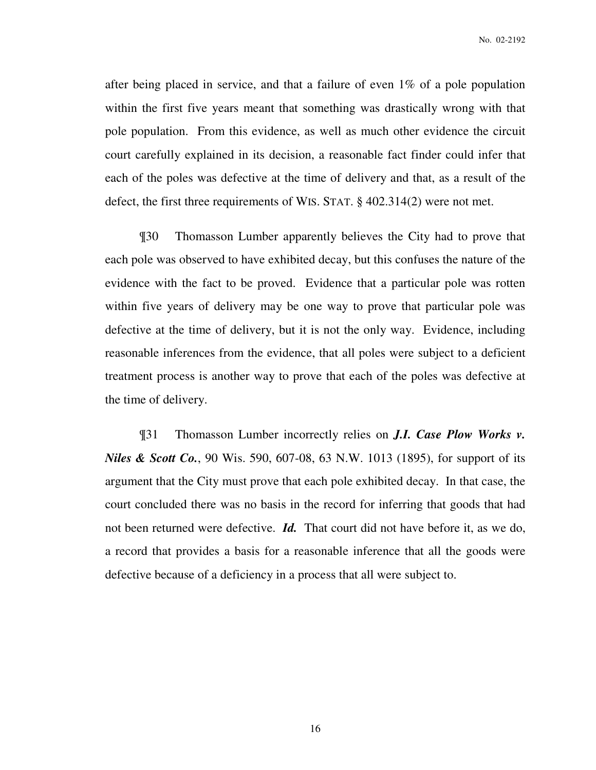after being placed in service, and that a failure of even 1% of a pole population within the first five years meant that something was drastically wrong with that pole population. From this evidence, as well as much other evidence the circuit court carefully explained in its decision, a reasonable fact finder could infer that each of the poles was defective at the time of delivery and that, as a result of the defect, the first three requirements of WIS. STAT. § 402.314(2) were not met.

¶30 Thomasson Lumber apparently believes the City had to prove that each pole was observed to have exhibited decay, but this confuses the nature of the evidence with the fact to be proved. Evidence that a particular pole was rotten within five years of delivery may be one way to prove that particular pole was defective at the time of delivery, but it is not the only way. Evidence, including reasonable inferences from the evidence, that all poles were subject to a deficient treatment process is another way to prove that each of the poles was defective at the time of delivery.

¶31 Thomasson Lumber incorrectly relies on ***J.I. Case Plow Works v. Niles & Scott Co.***, 90 Wis. 590, 607-08, 63 N.W. 1013 (1895), for support of its argument that the City must prove that each pole exhibited decay. In that case, the court concluded there was no basis in the record for inferring that goods that had not been returned were defective. ***Id.*** That court did not have before it, as we do, a record that provides a basis for a reasonable inference that all the goods were defective because of a deficiency in a process that all were subject to.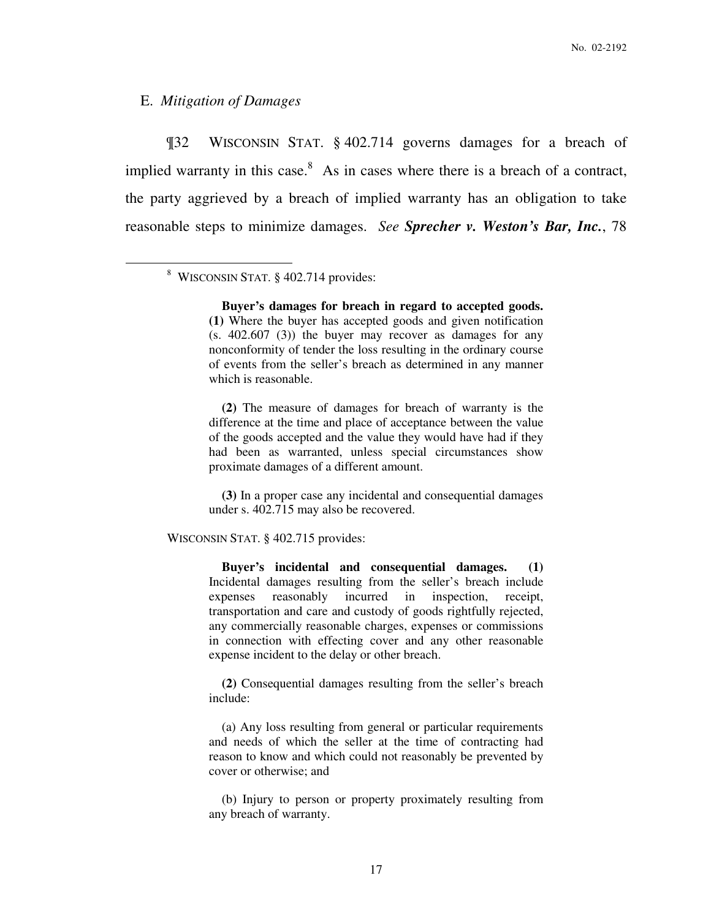## E. *Mitigation of Damages*

¶32 WISCONSIN STAT. § 402.714 governs damages for a breach of implied warranty in this case.[8] As in cases where there is a breach of a contract, the party aggrieved by a breach of implied warranty has an obligation to take reasonable steps to minimize damages. *See* ***Sprecher v. Weston's Bar, Inc.***, 78

---

[8] WISCONSIN STAT. § 402.714 provides:

> **Buyer's damages for breach in regard to accepted goods.** **(1)** Where the buyer has accepted goods and given notification (s. 402.607 (3)) the buyer may recover as damages for any nonconformity of tender the loss resulting in the ordinary course of events from the seller's breach as determined in any manner which is reasonable.
>
> **(2)** The measure of damages for breach of warranty is the difference at the time and place of acceptance between the value of the goods accepted and the value they would have had if they had been as warranted, unless special circumstances show proximate damages of a different amount.
>
> **(3)** In a proper case any incidental and consequential damages under s. 402.715 may also be recovered.

WISCONSIN STAT. § 402.715 provides:

> **Buyer's incidental and consequential damages.** **(1)** Incidental damages resulting from the seller's breach include expenses reasonably incurred in inspection, receipt, transportation and care and custody of goods rightfully rejected, any commercially reasonable charges, expenses or commissions in connection with effecting cover and any other reasonable expense incident to the delay or other breach.
>
> **(2)** Consequential damages resulting from the seller's breach include:
>
> (a) Any loss resulting from general or particular requirements and needs of which the seller at the time of contracting had reason to know and which could not reasonably be prevented by cover or otherwise; and
>
> (b) Injury to person or property proximately resulting from any breach of warranty.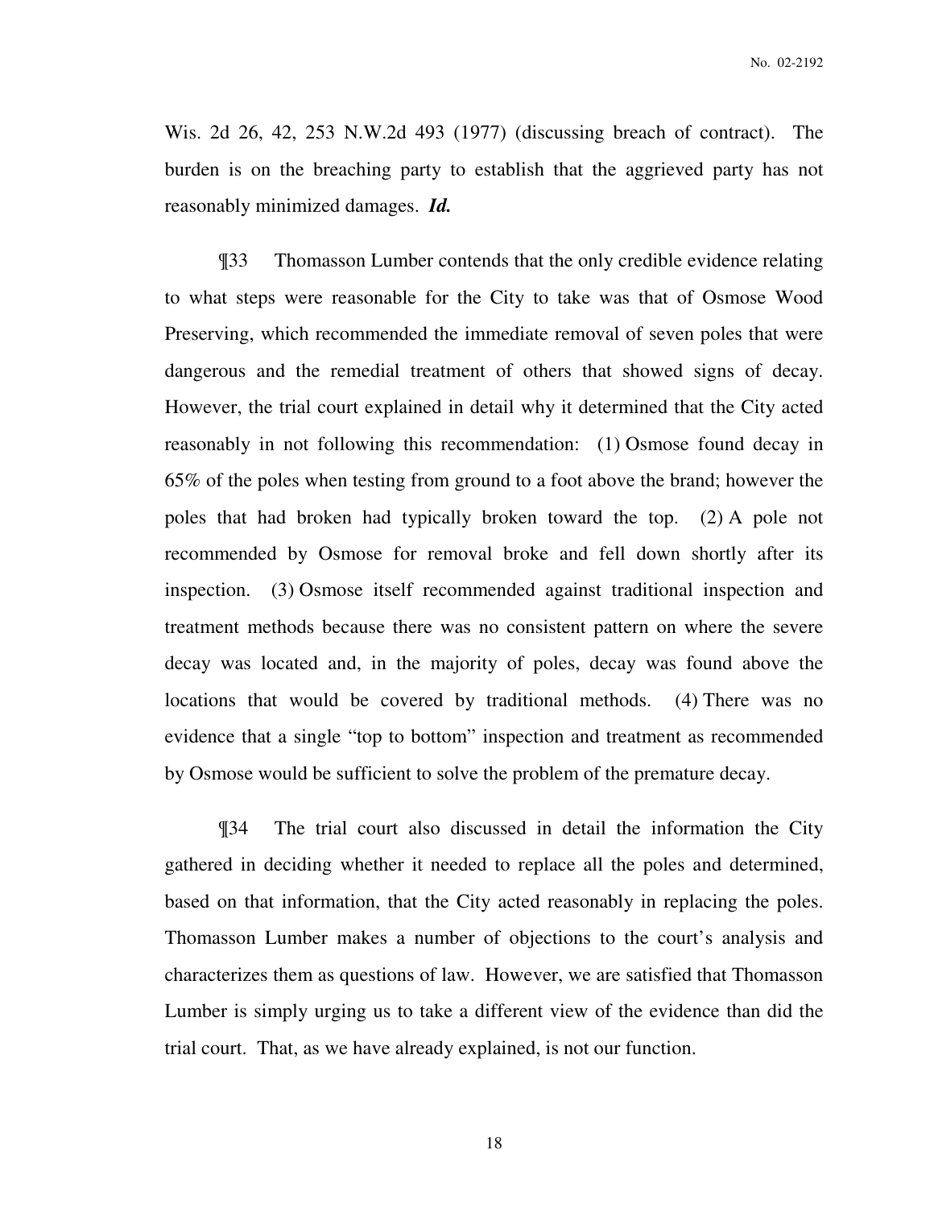Wis. 2d 26, 42, 253 N.W.2d 493 (1977) (discussing breach of contract). The burden is on the breaching party to establish that the aggrieved party has not reasonably minimized damages. ***Id.***

¶33 Thomasson Lumber contends that the only credible evidence relating to what steps were reasonable for the City to take was that of Osmose Wood Preserving, which recommended the immediate removal of seven poles that were dangerous and the remedial treatment of others that showed signs of decay. However, the trial court explained in detail why it determined that the City acted reasonably in not following this recommendation: (1) Osmose found decay in 65% of the poles when testing from ground to a foot above the brand; however the poles that had broken had typically broken toward the top. (2) A pole not recommended by Osmose for removal broke and fell down shortly after its inspection. (3) Osmose itself recommended against traditional inspection and treatment methods because there was no consistent pattern on where the severe decay was located and, in the majority of poles, decay was found above the locations that would be covered by traditional methods. (4) There was no evidence that a single "top to bottom" inspection and treatment as recommended by Osmose would be sufficient to solve the problem of the premature decay.

¶34 The trial court also discussed in detail the information the City gathered in deciding whether it needed to replace all the poles and determined, based on that information, that the City acted reasonably in replacing the poles. Thomasson Lumber makes a number of objections to the court's analysis and characterizes them as questions of law. However, we are satisfied that Thomasson Lumber is simply urging us to take a different view of the evidence than did the trial court. That, as we have already explained, is not our function.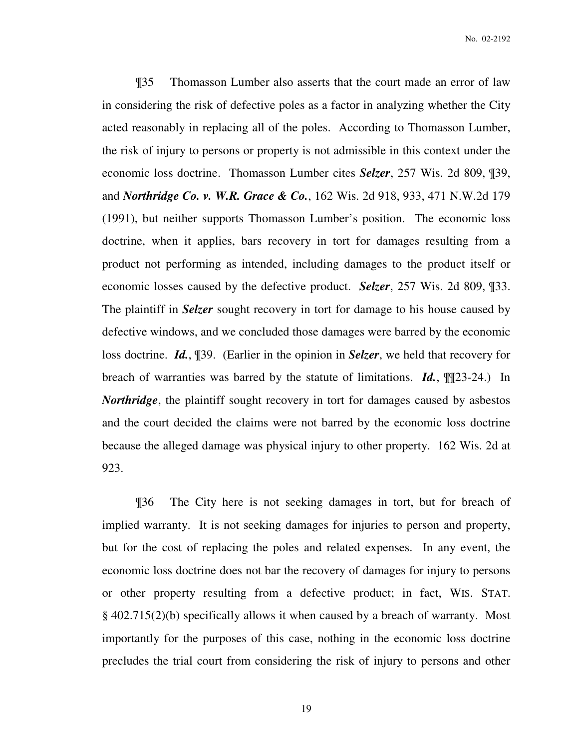¶35 Thomasson Lumber also asserts that the court made an error of law in considering the risk of defective poles as a factor in analyzing whether the City acted reasonably in replacing all of the poles. According to Thomasson Lumber, the risk of injury to persons or property is not admissible in this context under the economic loss doctrine. Thomasson Lumber cites ***Selzer***, 257 Wis. 2d 809, ¶39, and ***Northridge Co. v. W.R. Grace & Co.***, 162 Wis. 2d 918, 933, 471 N.W.2d 179 (1991), but neither supports Thomasson Lumber's position. The economic loss doctrine, when it applies, bars recovery in tort for damages resulting from a product not performing as intended, including damages to the product itself or economic losses caused by the defective product. ***Selzer***, 257 Wis. 2d 809, ¶33. The plaintiff in ***Selzer*** sought recovery in tort for damage to his house caused by defective windows, and we concluded those damages were barred by the economic loss doctrine. ***Id.***, ¶39. (Earlier in the opinion in ***Selzer***, we held that recovery for breach of warranties was barred by the statute of limitations. ***Id.***, ¶¶23-24.) In ***Northridge***, the plaintiff sought recovery in tort for damages caused by asbestos and the court decided the claims were not barred by the economic loss doctrine because the alleged damage was physical injury to other property. 162 Wis. 2d at 923.

¶36 The City here is not seeking damages in tort, but for breach of implied warranty. It is not seeking damages for injuries to person and property, but for the cost of replacing the poles and related expenses. In any event, the economic loss doctrine does not bar the recovery of damages for injury to persons or other property resulting from a defective product; in fact, WIS. STAT. § 402.715(2)(b) specifically allows it when caused by a breach of warranty. Most importantly for the purposes of this case, nothing in the economic loss doctrine precludes the trial court from considering the risk of injury to persons and other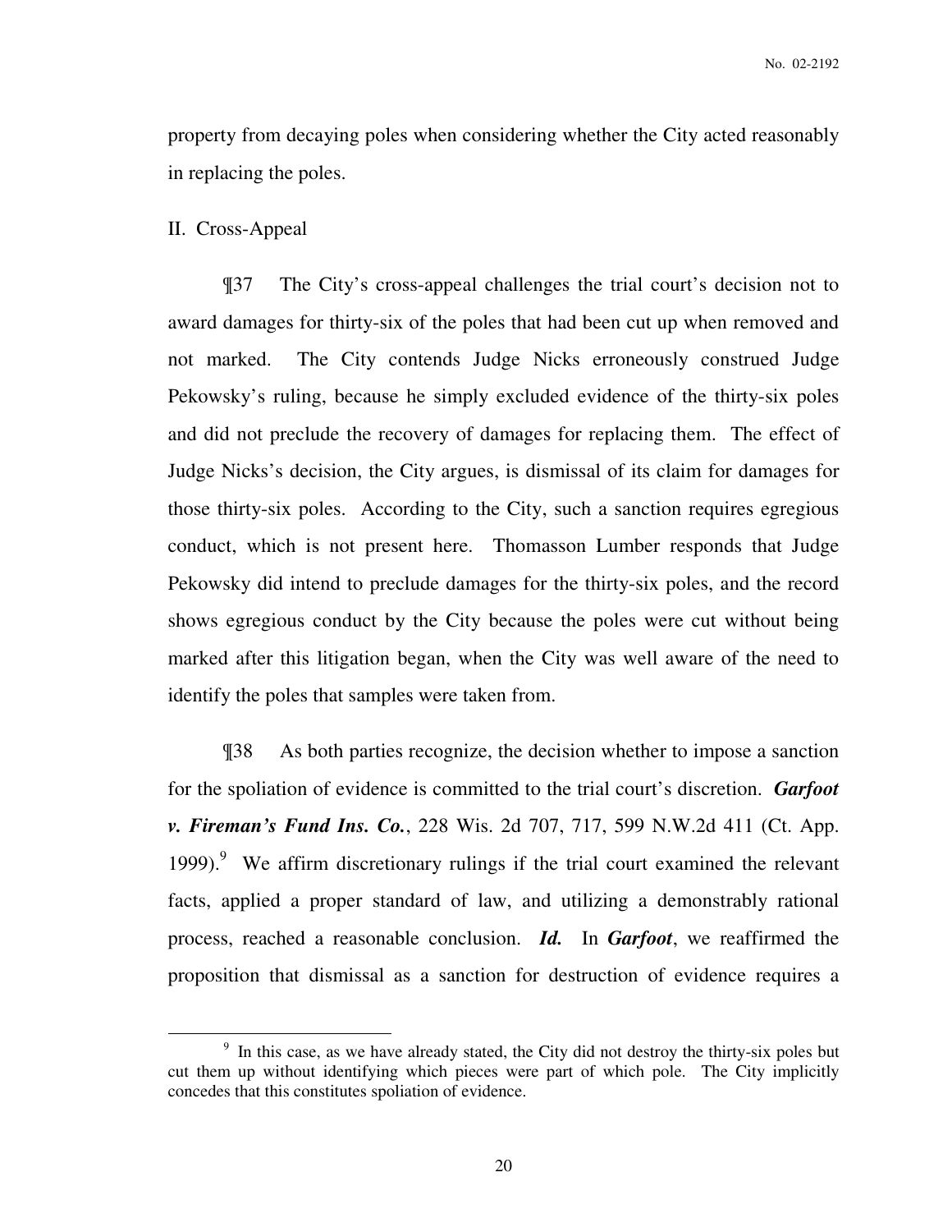property from decaying poles when considering whether the City acted reasonably in replacing the poles.

II. Cross-Appeal

¶37 The City's cross-appeal challenges the trial court's decision not to award damages for thirty-six of the poles that had been cut up when removed and not marked. The City contends Judge Nicks erroneously construed Judge Pekowsky's ruling, because he simply excluded evidence of the thirty-six poles and did not preclude the recovery of damages for replacing them. The effect of Judge Nicks's decision, the City argues, is dismissal of its claim for damages for those thirty-six poles. According to the City, such a sanction requires egregious conduct, which is not present here. Thomasson Lumber responds that Judge Pekowsky did intend to preclude damages for the thirty-six poles, and the record shows egregious conduct by the City because the poles were cut without being marked after this litigation began, when the City was well aware of the need to identify the poles that samples were taken from.

¶38 As both parties recognize, the decision whether to impose a sanction for the spoliation of evidence is committed to the trial court's discretion. ***Garfoot v. Fireman's Fund Ins. Co.***, 228 Wis. 2d 707, 717, 599 N.W.2d 411 (Ct. App. 1999).[9] We affirm discretionary rulings if the trial court examined the relevant facts, applied a proper standard of law, and utilizing a demonstrably rational process, reached a reasonable conclusion. ***Id.*** In ***Garfoot***, we reaffirmed the proposition that dismissal as a sanction for destruction of evidence requires a

[9] In this case, as we have already stated, the City did not destroy the thirty-six poles but cut them up without identifying which pieces were part of which pole. The City implicitly concedes that this constitutes spoliation of evidence.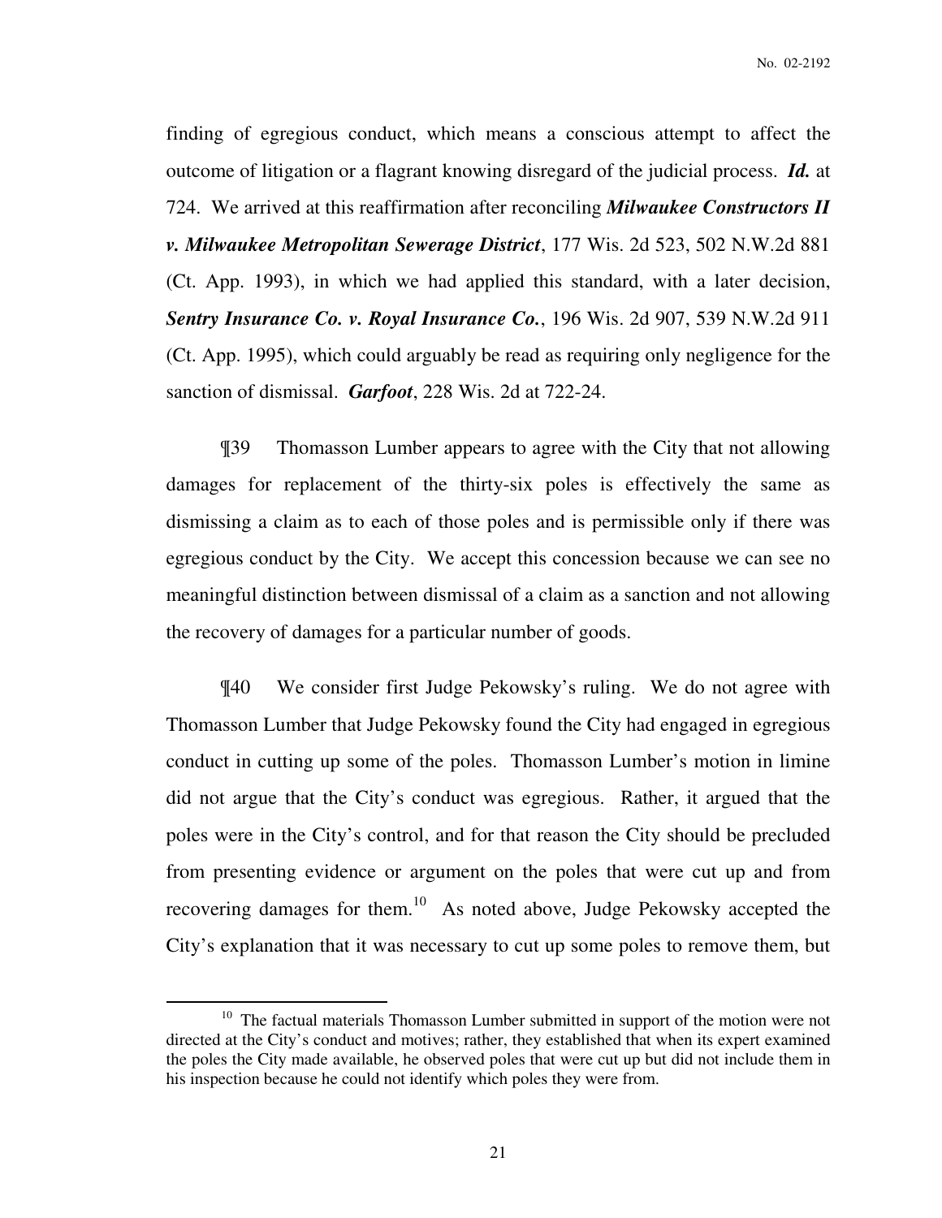finding of egregious conduct, which means a conscious attempt to affect the outcome of litigation or a flagrant knowing disregard of the judicial process. ***Id.*** at 724. We arrived at this reaffirmation after reconciling ***Milwaukee Constructors II v. Milwaukee Metropolitan Sewerage District***, 177 Wis. 2d 523, 502 N.W.2d 881 (Ct. App. 1993), in which we had applied this standard, with a later decision, ***Sentry Insurance Co. v. Royal Insurance Co.***, 196 Wis. 2d 907, 539 N.W.2d 911 (Ct. App. 1995), which could arguably be read as requiring only negligence for the sanction of dismissal. ***Garfoot***, 228 Wis. 2d at 722-24.

¶39 Thomasson Lumber appears to agree with the City that not allowing damages for replacement of the thirty-six poles is effectively the same as dismissing a claim as to each of those poles and is permissible only if there was egregious conduct by the City. We accept this concession because we can see no meaningful distinction between dismissal of a claim as a sanction and not allowing the recovery of damages for a particular number of goods.

¶40 We consider first Judge Pekowsky's ruling. We do not agree with Thomasson Lumber that Judge Pekowsky found the City had engaged in egregious conduct in cutting up some of the poles. Thomasson Lumber's motion in limine did not argue that the City's conduct was egregious. Rather, it argued that the poles were in the City's control, and for that reason the City should be precluded from presenting evidence or argument on the poles that were cut up and from recovering damages for them.[10] As noted above, Judge Pekowsky accepted the City's explanation that it was necessary to cut up some poles to remove them, but

[10] The factual materials Thomasson Lumber submitted in support of the motion were not directed at the City's conduct and motives; rather, they established that when its expert examined the poles the City made available, he observed poles that were cut up but did not include them in his inspection because he could not identify which poles they were from.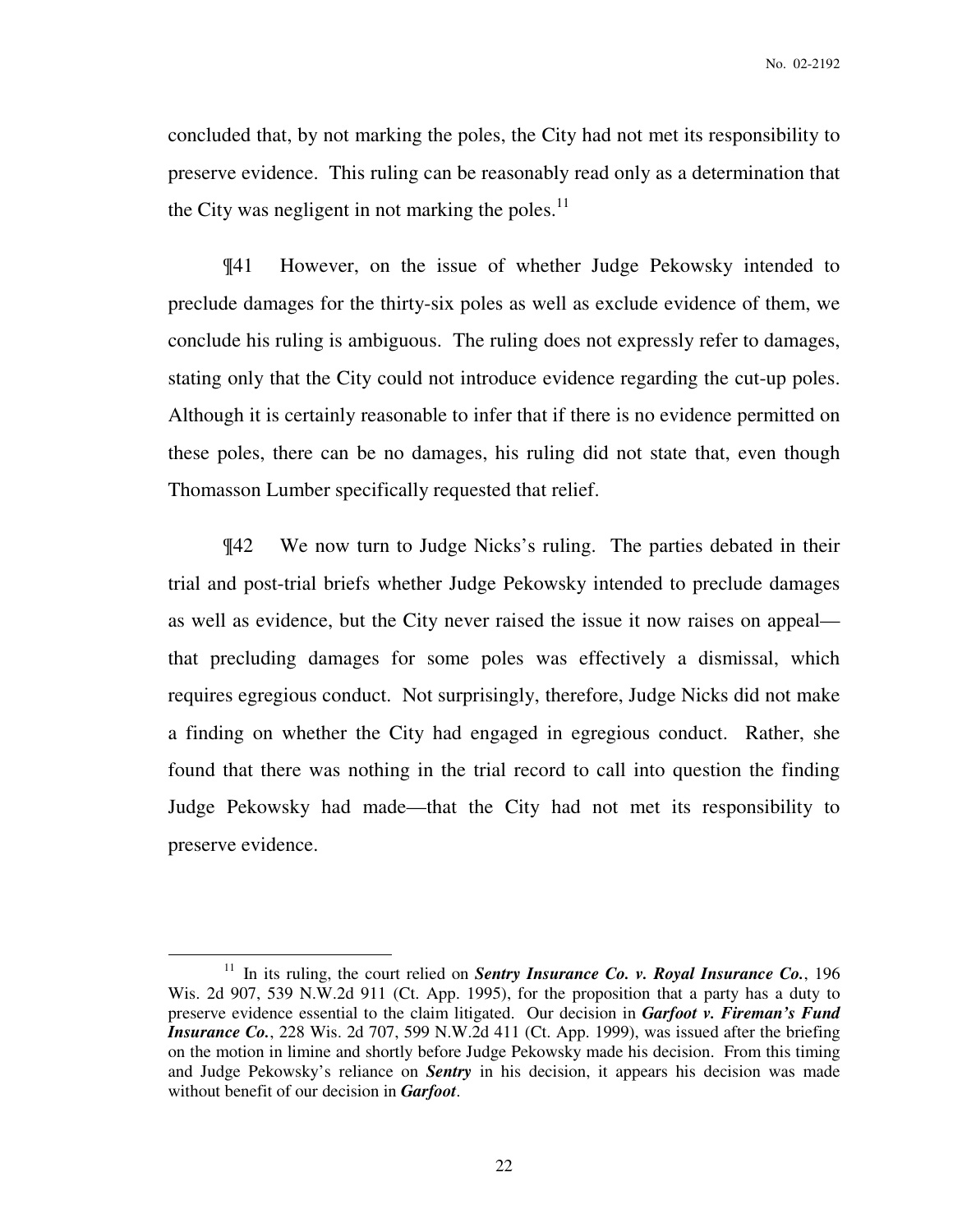concluded that, by not marking the poles, the City had not met its responsibility to preserve evidence. This ruling can be reasonably read only as a determination that the City was negligent in not marking the poles.[11]

¶41 However, on the issue of whether Judge Pekowsky intended to preclude damages for the thirty-six poles as well as exclude evidence of them, we conclude his ruling is ambiguous. The ruling does not expressly refer to damages, stating only that the City could not introduce evidence regarding the cut-up poles. Although it is certainly reasonable to infer that if there is no evidence permitted on these poles, there can be no damages, his ruling did not state that, even though Thomasson Lumber specifically requested that relief.

¶42 We now turn to Judge Nicks's ruling. The parties debated in their trial and post-trial briefs whether Judge Pekowsky intended to preclude damages as well as evidence, but the City never raised the issue it now raises on appeal—that precluding damages for some poles was effectively a dismissal, which requires egregious conduct. Not surprisingly, therefore, Judge Nicks did not make a finding on whether the City had engaged in egregious conduct. Rather, she found that there was nothing in the trial record to call into question the finding Judge Pekowsky had made—that the City had not met its responsibility to preserve evidence.

---

[11] In its ruling, the court relied on ***Sentry Insurance Co. v. Royal Insurance Co.***, 196 Wis. 2d 907, 539 N.W.2d 911 (Ct. App. 1995), for the proposition that a party has a duty to preserve evidence essential to the claim litigated. Our decision in ***Garfoot v. Fireman's Fund Insurance Co.***, 228 Wis. 2d 707, 599 N.W.2d 411 (Ct. App. 1999), was issued after the briefing on the motion in limine and shortly before Judge Pekowsky made his decision. From this timing and Judge Pekowsky's reliance on ***Sentry*** in his decision, it appears his decision was made without benefit of our decision in ***Garfoot***.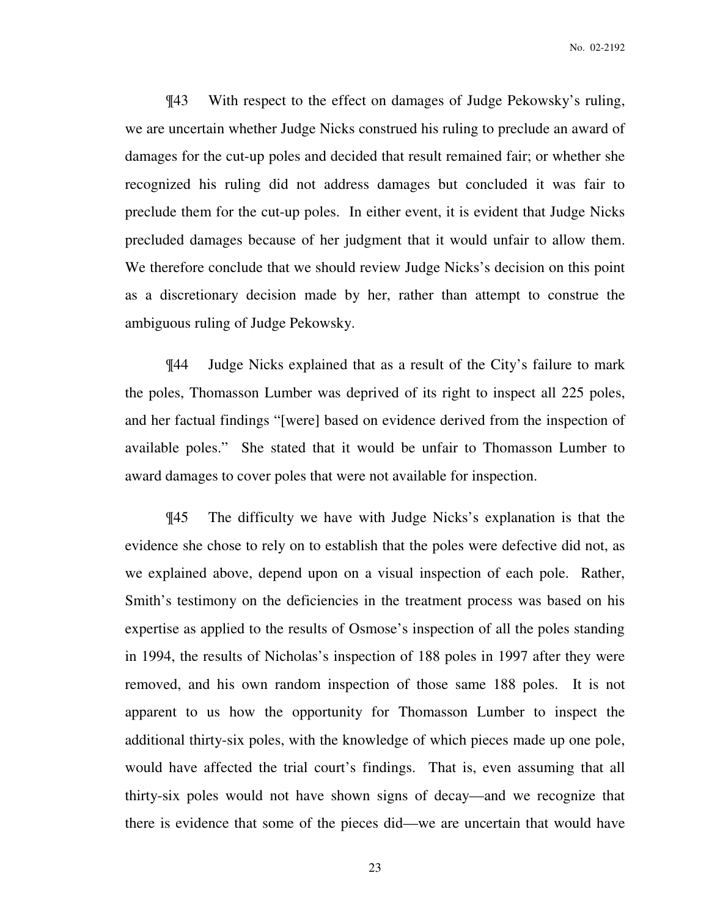¶43 With respect to the effect on damages of Judge Pekowsky's ruling, we are uncertain whether Judge Nicks construed his ruling to preclude an award of damages for the cut-up poles and decided that result remained fair; or whether she recognized his ruling did not address damages but concluded it was fair to preclude them for the cut-up poles. In either event, it is evident that Judge Nicks precluded damages because of her judgment that it would unfair to allow them. We therefore conclude that we should review Judge Nicks's decision on this point as a discretionary decision made by her, rather than attempt to construe the ambiguous ruling of Judge Pekowsky.

¶44 Judge Nicks explained that as a result of the City's failure to mark the poles, Thomasson Lumber was deprived of its right to inspect all 225 poles, and her factual findings "[were] based on evidence derived from the inspection of available poles." She stated that it would be unfair to Thomasson Lumber to award damages to cover poles that were not available for inspection.

¶45 The difficulty we have with Judge Nicks's explanation is that the evidence she chose to rely on to establish that the poles were defective did not, as we explained above, depend upon on a visual inspection of each pole. Rather, Smith's testimony on the deficiencies in the treatment process was based on his expertise as applied to the results of Osmose's inspection of all the poles standing in 1994, the results of Nicholas's inspection of 188 poles in 1997 after they were removed, and his own random inspection of those same 188 poles. It is not apparent to us how the opportunity for Thomasson Lumber to inspect the additional thirty-six poles, with the knowledge of which pieces made up one pole, would have affected the trial court's findings. That is, even assuming that all thirty-six poles would not have shown signs of decay—and we recognize that there is evidence that some of the pieces did—we are uncertain that would have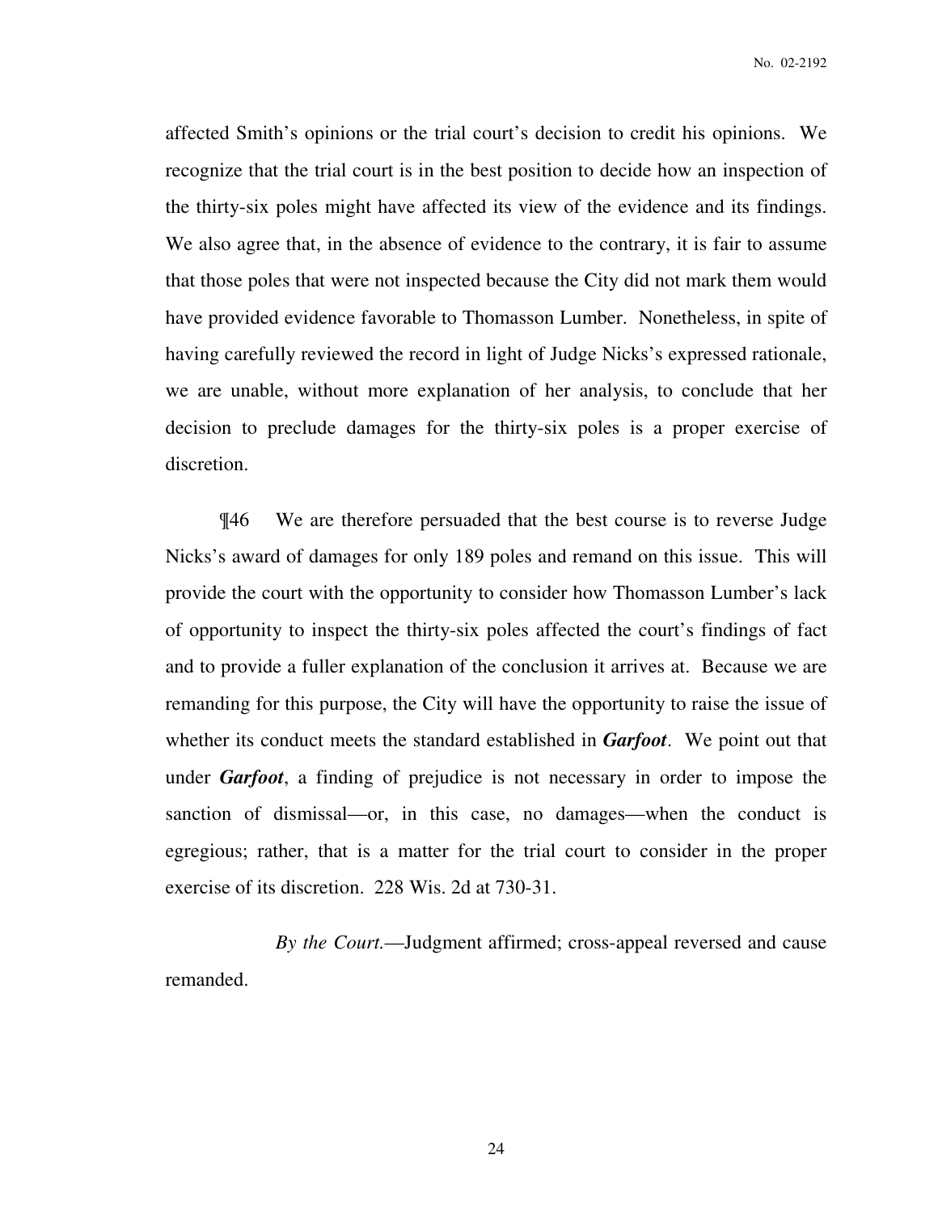affected Smith's opinions or the trial court's decision to credit his opinions. We recognize that the trial court is in the best position to decide how an inspection of the thirty-six poles might have affected its view of the evidence and its findings. We also agree that, in the absence of evidence to the contrary, it is fair to assume that those poles that were not inspected because the City did not mark them would have provided evidence favorable to Thomasson Lumber. Nonetheless, in spite of having carefully reviewed the record in light of Judge Nicks's expressed rationale, we are unable, without more explanation of her analysis, to conclude that her decision to preclude damages for the thirty-six poles is a proper exercise of discretion.

¶46 We are therefore persuaded that the best course is to reverse Judge Nicks's award of damages for only 189 poles and remand on this issue. This will provide the court with the opportunity to consider how Thomasson Lumber's lack of opportunity to inspect the thirty-six poles affected the court's findings of fact and to provide a fuller explanation of the conclusion it arrives at. Because we are remanding for this purpose, the City will have the opportunity to raise the issue of whether its conduct meets the standard established in ***Garfoot***. We point out that under ***Garfoot***, a finding of prejudice is not necessary in order to impose the sanction of dismissal—or, in this case, no damages—when the conduct is egregious; rather, that is a matter for the trial court to consider in the proper exercise of its discretion. 228 Wis. 2d at 730-31.

*By the Court.*—Judgment affirmed; cross-appeal reversed and cause remanded.